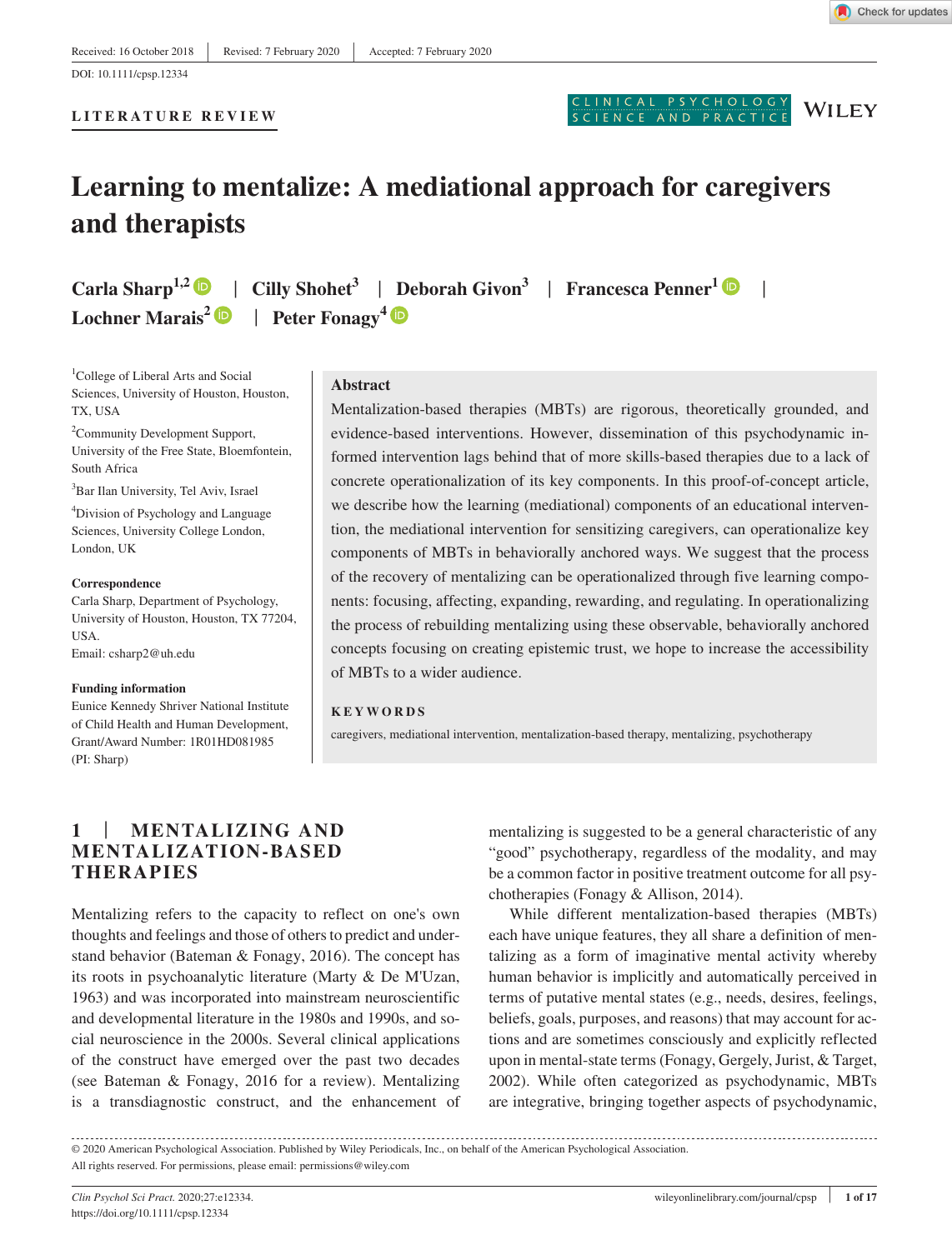Received: 16 October 2018 | Revised: 7 February 2020 | Accepted: 7 February 2020

DOI: 10.1111/cpsp.12334

LITERATURE REVIEW

# Learning to mentalize: A mediational approach for caregivers and therapists

**Carla Sharp**[1,2] | **Cilly Shohet**[3] | **Deborah Givon**[3] | **Francesca Penner**[1] | **Lochner Marais**[2] | **Peter Fonagy**[4]

[1]College of Liberal Arts and Social Sciences, University of Houston, Houston, TX, USA

[2]Community Development Support, University of the Free State, Bloemfontein, South Africa

[3]Bar Ilan University, Tel Aviv, Israel

[4]Division of Psychology and Language Sciences, University College London, London, UK

**Correspondence**
Carla Sharp, Department of Psychology, University of Houston, Houston, TX 77204, USA.
Email: csharp2@uh.edu

**Funding information**
Eunice Kennedy Shriver National Institute of Child Health and Human Development, Grant/Award Number: 1R01HD081985 (PI: Sharp)

## Abstract

Mentalization-based therapies (MBTs) are rigorous, theoretically grounded, and evidence-based interventions. However, dissemination of this psychodynamic informed intervention lags behind that of more skills-based therapies due to a lack of concrete operationalization of its key components. In this proof-of-concept article, we describe how the learning (mediational) components of an educational intervention, the mediational intervention for sensitizing caregivers, can operationalize key components of MBTs in behaviorally anchored ways. We suggest that the process of the recovery of mentalizing can be operationalized through five learning components: focusing, affecting, expanding, rewarding, and regulating. In operationalizing the process of rebuilding mentalizing using these observable, behaviorally anchored concepts focusing on creating epistemic trust, we hope to increase the accessibility of MBTs to a wider audience.

**KEYWORDS**

caregivers, mediational intervention, mentalization-based therapy, mentalizing, psychotherapy

## 1 | MENTALIZING AND MENTALIZATION-BASED THERAPIES

Mentalizing refers to the capacity to reflect on one's own thoughts and feelings and those of others to predict and understand behavior (Bateman & Fonagy, 2016). The concept has its roots in psychoanalytic literature (Marty & De M'Uzan, 1963) and was incorporated into mainstream neuroscientific and developmental literature in the 1980s and 1990s, and social neuroscience in the 2000s. Several clinical applications of the construct have emerged over the past two decades (see Bateman & Fonagy, 2016 for a review). Mentalizing is a transdiagnostic construct, and the enhancement of mentalizing is suggested to be a general characteristic of any "good" psychotherapy, regardless of the modality, and may be a common factor in positive treatment outcome for all psychotherapies (Fonagy & Allison, 2014).

While different mentalization-based therapies (MBTs) each have unique features, they all share a definition of mentalizing as a form of imaginative mental activity whereby human behavior is implicitly and automatically perceived in terms of putative mental states (e.g., needs, desires, feelings, beliefs, goals, purposes, and reasons) that may account for actions and are sometimes consciously and explicitly reflected upon in mental-state terms (Fonagy, Gergely, Jurist, & Target, 2002). While often categorized as psychodynamic, MBTs are integrative, bringing together aspects of psychodynamic,

© 2020 American Psychological Association. Published by Wiley Periodicals, Inc., on behalf of the American Psychological Association. All rights reserved. For permissions, please email: permissions@wiley.com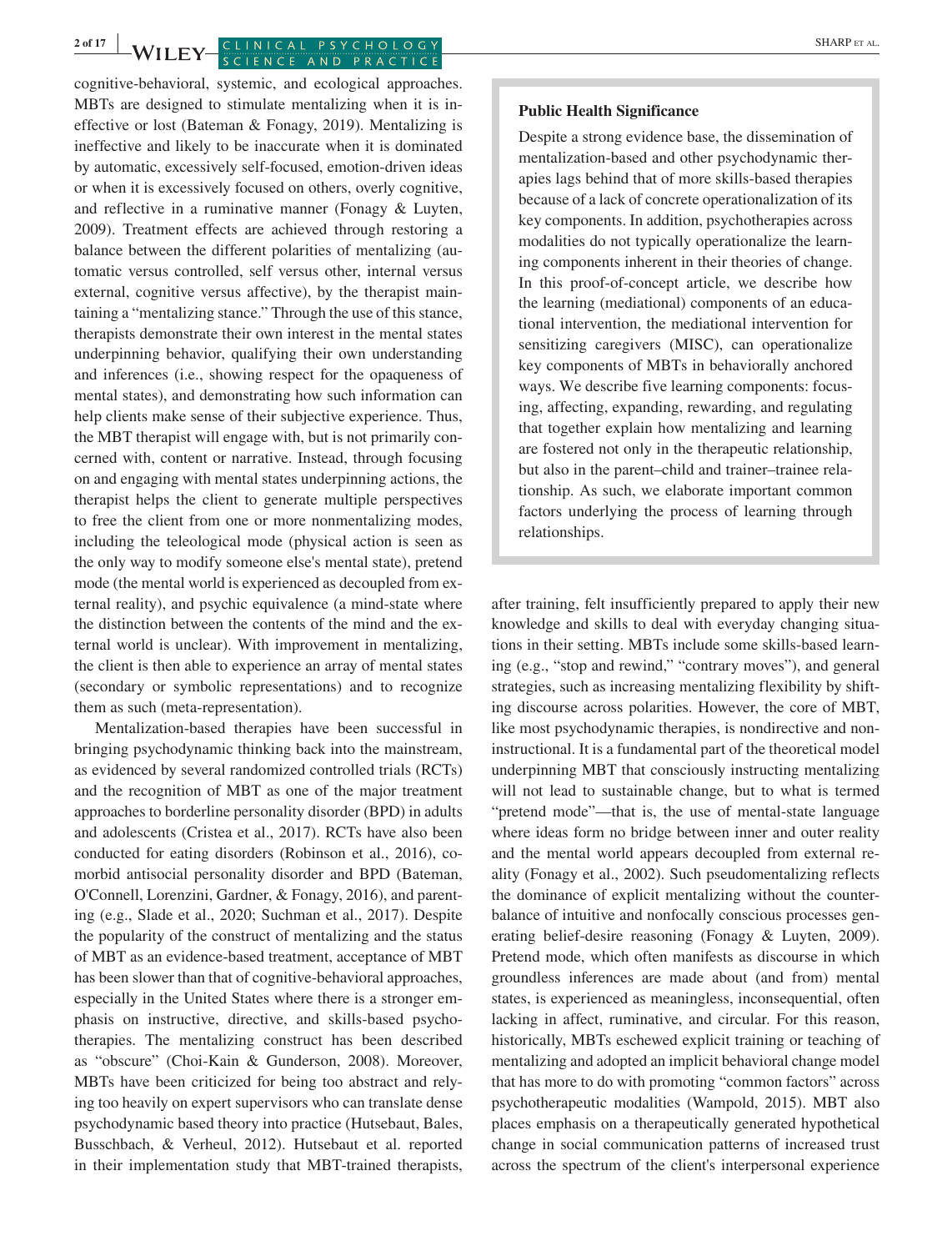cognitive-behavioral, systemic, and ecological approaches. MBTs are designed to stimulate mentalizing when it is ineffective or lost (Bateman & Fonagy, 2019). Mentalizing is ineffective and likely to be inaccurate when it is dominated by automatic, excessively self-focused, emotion-driven ideas or when it is excessively focused on others, overly cognitive, and reflective in a ruminative manner (Fonagy & Luyten, 2009). Treatment effects are achieved through restoring a balance between the different polarities of mentalizing (automatic versus controlled, self versus other, internal versus external, cognitive versus affective), by the therapist maintaining a "mentalizing stance." Through the use of this stance, therapists demonstrate their own interest in the mental states underpinning behavior, qualifying their own understanding and inferences (i.e., showing respect for the opaqueness of mental states), and demonstrating how such information can help clients make sense of their subjective experience. Thus, the MBT therapist will engage with, but is not primarily concerned with, content or narrative. Instead, through focusing on and engaging with mental states underpinning actions, the therapist helps the client to generate multiple perspectives to free the client from one or more nonmentalizing modes, including the teleological mode (physical action is seen as the only way to modify someone else's mental state), pretend mode (the mental world is experienced as decoupled from external reality), and psychic equivalence (a mind-state where the distinction between the contents of the mind and the external world is unclear). With improvement in mentalizing, the client is then able to experience an array of mental states (secondary or symbolic representations) and to recognize them as such (meta-representation).

Mentalization-based therapies have been successful in bringing psychodynamic thinking back into the mainstream, as evidenced by several randomized controlled trials (RCTs) and the recognition of MBT as one of the major treatment approaches to borderline personality disorder (BPD) in adults and adolescents (Cristea et al., 2017). RCTs have also been conducted for eating disorders (Robinson et al., 2016), comorbid antisocial personality disorder and BPD (Bateman, O'Connell, Lorenzini, Gardner, & Fonagy, 2016), and parenting (e.g., Slade et al., 2020; Suchman et al., 2017). Despite the popularity of the construct of mentalizing and the status of MBT as an evidence-based treatment, acceptance of MBT has been slower than that of cognitive-behavioral approaches, especially in the United States where there is a stronger emphasis on instructive, directive, and skills-based psychotherapies. The mentalizing construct has been described as "obscure" (Choi-Kain & Gunderson, 2008). Moreover, MBTs have been criticized for being too abstract and relying too heavily on expert supervisors who can translate dense psychodynamic based theory into practice (Hutsebaut, Bales, Busschbach, & Verheul, 2012). Hutsebaut et al. reported in their implementation study that MBT-trained therapists, after training, felt insufficiently prepared to apply their new knowledge and skills to deal with everyday changing situations in their setting. MBTs include some skills-based learning (e.g., "stop and rewind," "contrary moves"), and general strategies, such as increasing mentalizing flexibility by shifting discourse across polarities. However, the core of MBT, like most psychodynamic therapies, is nondirective and noninstructional. It is a fundamental part of the theoretical model underpinning MBT that consciously instructing mentalizing will not lead to sustainable change, but to what is termed "pretend mode"—that is, the use of mental-state language where ideas form no bridge between inner and outer reality and the mental world appears decoupled from external reality (Fonagy et al., 2002). Such pseudomentalizing reflects the dominance of explicit mentalizing without the counterbalance of intuitive and nonfocally conscious processes generating belief-desire reasoning (Fonagy & Luyten, 2009). Pretend mode, which often manifests as discourse in which groundless inferences are made about (and from) mental states, is experienced as meaningless, inconsequential, often lacking in affect, ruminative, and circular. For this reason, historically, MBTs eschewed explicit training or teaching of mentalizing and adopted an implicit behavioral change model that has more to do with promoting "common factors" across psychotherapeutic modalities (Wampold, 2015). MBT also places emphasis on a therapeutically generated hypothetical change in social communication patterns of increased trust across the spectrum of the client's interpersonal experience

**Public Health Significance**

Despite a strong evidence base, the dissemination of mentalization-based and other psychodynamic therapies lags behind that of more skills-based therapies because of a lack of concrete operationalization of its key components. In addition, psychotherapies across modalities do not typically operationalize the learning components inherent in their theories of change. In this proof-of-concept article, we describe how the learning (mediational) components of an educational intervention, the mediational intervention for sensitizing caregivers (MISC), can operationalize key components of MBTs in behaviorally anchored ways. We describe five learning components: focusing, affecting, expanding, rewarding, and regulating that together explain how mentalizing and learning are fostered not only in the therapeutic relationship, but also in the parent–child and trainer–trainee relationship. As such, we elaborate important common factors underlying the process of learning through relationships.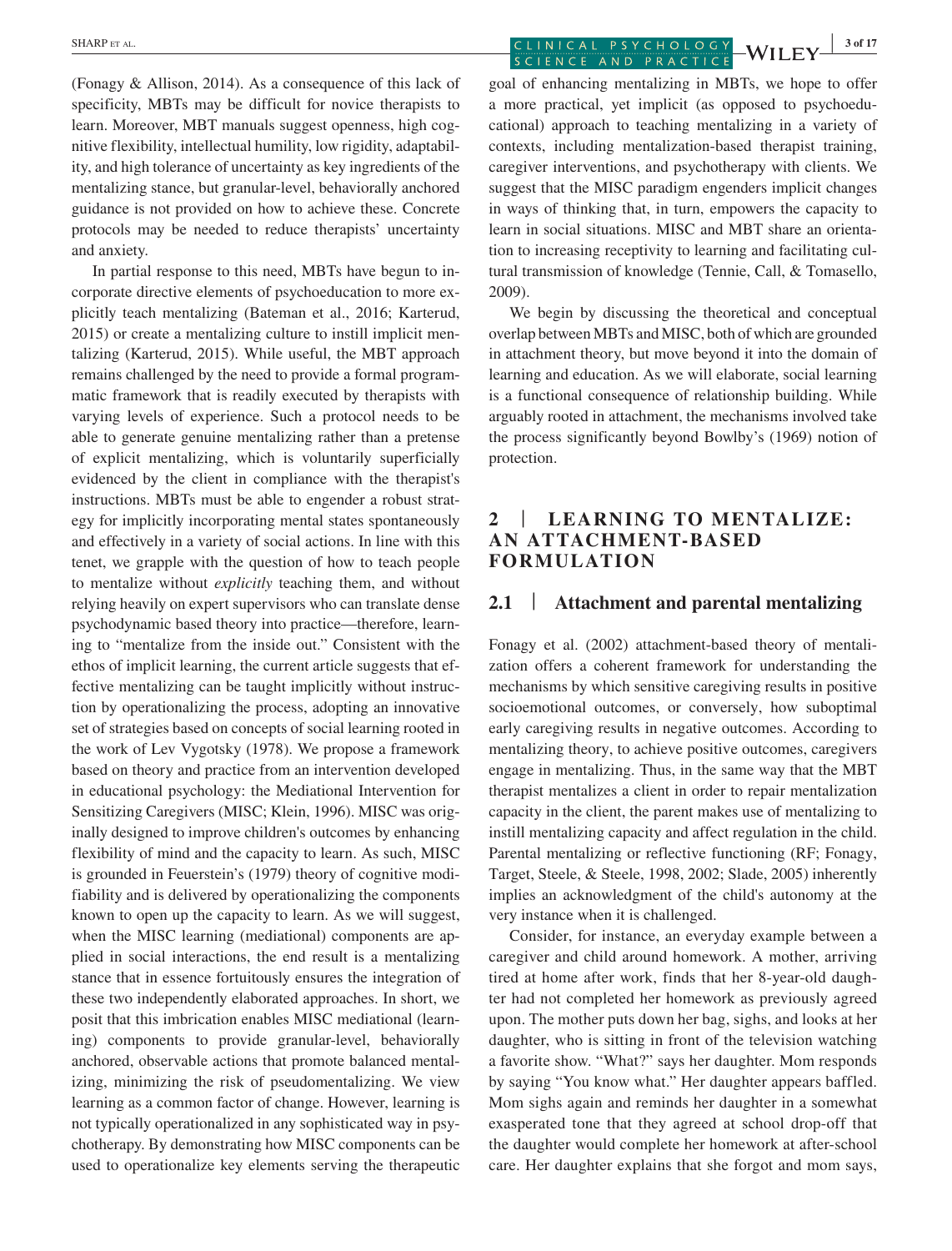(Fonagy & Allison, 2014). As a consequence of this lack of specificity, MBTs may be difficult for novice therapists to learn. Moreover, MBT manuals suggest openness, high cognitive flexibility, intellectual humility, low rigidity, adaptability, and high tolerance of uncertainty as key ingredients of the mentalizing stance, but granular-level, behaviorally anchored guidance is not provided on how to achieve these. Concrete protocols may be needed to reduce therapists' uncertainty and anxiety.

In partial response to this need, MBTs have begun to incorporate directive elements of psychoeducation to more explicitly teach mentalizing (Bateman et al., 2016; Karterud, 2015) or create a mentalizing culture to instill implicit mentalizing (Karterud, 2015). While useful, the MBT approach remains challenged by the need to provide a formal programmatic framework that is readily executed by therapists with varying levels of experience. Such a protocol needs to be able to generate genuine mentalizing rather than a pretense of explicit mentalizing, which is voluntarily superficially evidenced by the client in compliance with the therapist's instructions. MBTs must be able to engender a robust strategy for implicitly incorporating mental states spontaneously and effectively in a variety of social actions. In line with this tenet, we grapple with the question of how to teach people to mentalize without *explicitly* teaching them, and without relying heavily on expert supervisors who can translate dense psychodynamic based theory into practice—therefore, learning to "mentalize from the inside out." Consistent with the ethos of implicit learning, the current article suggests that effective mentalizing can be taught implicitly without instruction by operationalizing the process, adopting an innovative set of strategies based on concepts of social learning rooted in the work of Lev Vygotsky (1978). We propose a framework based on theory and practice from an intervention developed in educational psychology: the Mediational Intervention for Sensitizing Caregivers (MISC; Klein, 1996). MISC was originally designed to improve children's outcomes by enhancing flexibility of mind and the capacity to learn. As such, MISC is grounded in Feuerstein's (1979) theory of cognitive modifiability and is delivered by operationalizing the components known to open up the capacity to learn. As we will suggest, when the MISC learning (mediational) components are applied in social interactions, the end result is a mentalizing stance that in essence fortuitously ensures the integration of these two independently elaborated approaches. In short, we posit that this imbrication enables MISC mediational (learning) components to provide granular-level, behaviorally anchored, observable actions that promote balanced mentalizing, minimizing the risk of pseudomentalizing. We view learning as a common factor of change. However, learning is not typically operationalized in any sophisticated way in psychotherapy. By demonstrating how MISC components can be used to operationalize key elements serving the therapeutic goal of enhancing mentalizing in MBTs, we hope to offer a more practical, yet implicit (as opposed to psychoeducational) approach to teaching mentalizing in a variety of contexts, including mentalization-based therapist training, caregiver interventions, and psychotherapy with clients. We suggest that the MISC paradigm engenders implicit changes in ways of thinking that, in turn, empowers the capacity to learn in social situations. MISC and MBT share an orientation to increasing receptivity to learning and facilitating cultural transmission of knowledge (Tennie, Call, & Tomasello, 2009).

We begin by discussing the theoretical and conceptual overlap between MBTs and MISC, both of which are grounded in attachment theory, but move beyond it into the domain of learning and education. As we will elaborate, social learning is a functional consequence of relationship building. While arguably rooted in attachment, the mechanisms involved take the process significantly beyond Bowlby's (1969) notion of protection.

## 2 | LEARNING TO MENTALIZE: AN ATTACHMENT-BASED FORMULATION

### 2.1 | Attachment and parental mentalizing

Fonagy et al. (2002) attachment-based theory of mentalization offers a coherent framework for understanding the mechanisms by which sensitive caregiving results in positive socioemotional outcomes, or conversely, how suboptimal early caregiving results in negative outcomes. According to mentalizing theory, to achieve positive outcomes, caregivers engage in mentalizing. Thus, in the same way that the MBT therapist mentalizes a client in order to repair mentalization capacity in the client, the parent makes use of mentalizing to instill mentalizing capacity and affect regulation in the child. Parental mentalizing or reflective functioning (RF; Fonagy, Target, Steele, & Steele, 1998, 2002; Slade, 2005) inherently implies an acknowledgment of the child's autonomy at the very instance when it is challenged.

Consider, for instance, an everyday example between a caregiver and child around homework. A mother, arriving tired at home after work, finds that her 8-year-old daughter had not completed her homework as previously agreed upon. The mother puts down her bag, sighs, and looks at her daughter, who is sitting in front of the television watching a favorite show. "What?" says her daughter. Mom responds by saying "You know what." Her daughter appears baffled. Mom sighs again and reminds her daughter in a somewhat exasperated tone that they agreed at school drop-off that the daughter would complete her homework at after-school care. Her daughter explains that she forgot and mom says,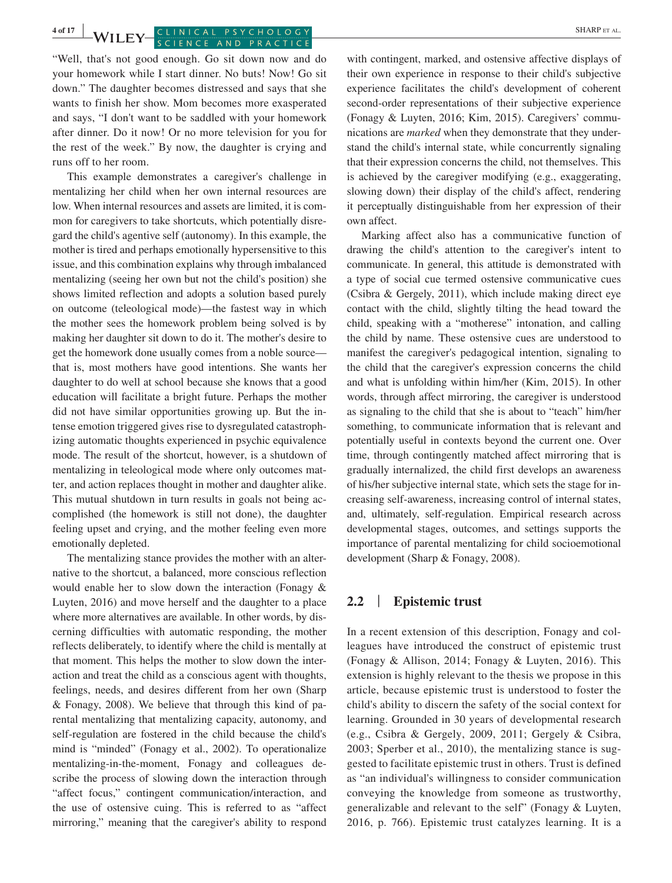"Well, that's not good enough. Go sit down now and do your homework while I start dinner. No buts! Now! Go sit down." The daughter becomes distressed and says that she wants to finish her show. Mom becomes more exasperated and says, "I don't want to be saddled with your homework after dinner. Do it now! Or no more television for you for the rest of the week." By now, the daughter is crying and runs off to her room.

This example demonstrates a caregiver's challenge in mentalizing her child when her own internal resources are low. When internal resources and assets are limited, it is common for caregivers to take shortcuts, which potentially disregard the child's agentive self (autonomy). In this example, the mother is tired and perhaps emotionally hypersensitive to this issue, and this combination explains why through imbalanced mentalizing (seeing her own but not the child's position) she shows limited reflection and adopts a solution based purely on outcome (teleological mode)—the fastest way in which the mother sees the homework problem being solved is by making her daughter sit down to do it. The mother's desire to get the homework done usually comes from a noble source—that is, most mothers have good intentions. She wants her daughter to do well at school because she knows that a good education will facilitate a bright future. Perhaps the mother did not have similar opportunities growing up. But the intense emotion triggered gives rise to dysregulated catastrophizing automatic thoughts experienced in psychic equivalence mode. The result of the shortcut, however, is a shutdown of mentalizing in teleological mode where only outcomes matter, and action replaces thought in mother and daughter alike. This mutual shutdown in turn results in goals not being accomplished (the homework is still not done), the daughter feeling upset and crying, and the mother feeling even more emotionally depleted.

The mentalizing stance provides the mother with an alternative to the shortcut, a balanced, more conscious reflection would enable her to slow down the interaction (Fonagy & Luyten, 2016) and move herself and the daughter to a place where more alternatives are available. In other words, by discerning difficulties with automatic responding, the mother reflects deliberately, to identify where the child is mentally at that moment. This helps the mother to slow down the interaction and treat the child as a conscious agent with thoughts, feelings, needs, and desires different from her own (Sharp & Fonagy, 2008). We believe that through this kind of parental mentalizing that mentalizing capacity, autonomy, and self-regulation are fostered in the child because the child's mind is "minded" (Fonagy et al., 2002). To operationalize mentalizing-in-the-moment, Fonagy and colleagues describe the process of slowing down the interaction through "affect focus," contingent communication/interaction, and the use of ostensive cuing. This is referred to as "affect mirroring," meaning that the caregiver's ability to respond with contingent, marked, and ostensive affective displays of their own experience in response to their child's subjective experience facilitates the child's development of coherent second-order representations of their subjective experience (Fonagy & Luyten, 2016; Kim, 2015). Caregivers' communications are *marked* when they demonstrate that they understand the child's internal state, while concurrently signaling that their expression concerns the child, not themselves. This is achieved by the caregiver modifying (e.g., exaggerating, slowing down) their display of the child's affect, rendering it perceptually distinguishable from her expression of their own affect.

Marking affect also has a communicative function of drawing the child's attention to the caregiver's intent to communicate. In general, this attitude is demonstrated with a type of social cue termed ostensive communicative cues (Csibra & Gergely, 2011), which include making direct eye contact with the child, slightly tilting the head toward the child, speaking with a "motherese" intonation, and calling the child by name. These ostensive cues are understood to manifest the caregiver's pedagogical intention, signaling to the child that the caregiver's expression concerns the child and what is unfolding within him/her (Kim, 2015). In other words, through affect mirroring, the caregiver is understood as signaling to the child that she is about to "teach" him/her something, to communicate information that is relevant and potentially useful in contexts beyond the current one. Over time, through contingently matched affect mirroring that is gradually internalized, the child first develops an awareness of his/her subjective internal state, which sets the stage for increasing self-awareness, increasing control of internal states, and, ultimately, self-regulation. Empirical research across developmental stages, outcomes, and settings supports the importance of parental mentalizing for child socioemotional development (Sharp & Fonagy, 2008).

## 2.2 | Epistemic trust

In a recent extension of this description, Fonagy and colleagues have introduced the construct of epistemic trust (Fonagy & Allison, 2014; Fonagy & Luyten, 2016). This extension is highly relevant to the thesis we propose in this article, because epistemic trust is understood to foster the child's ability to discern the safety of the social context for learning. Grounded in 30 years of developmental research (e.g., Csibra & Gergely, 2009, 2011; Gergely & Csibra, 2003; Sperber et al., 2010), the mentalizing stance is suggested to facilitate epistemic trust in others. Trust is defined as "an individual's willingness to consider communication conveying the knowledge from someone as trustworthy, generalizable and relevant to the self" (Fonagy & Luyten, 2016, p. 766). Epistemic trust catalyzes learning. It is a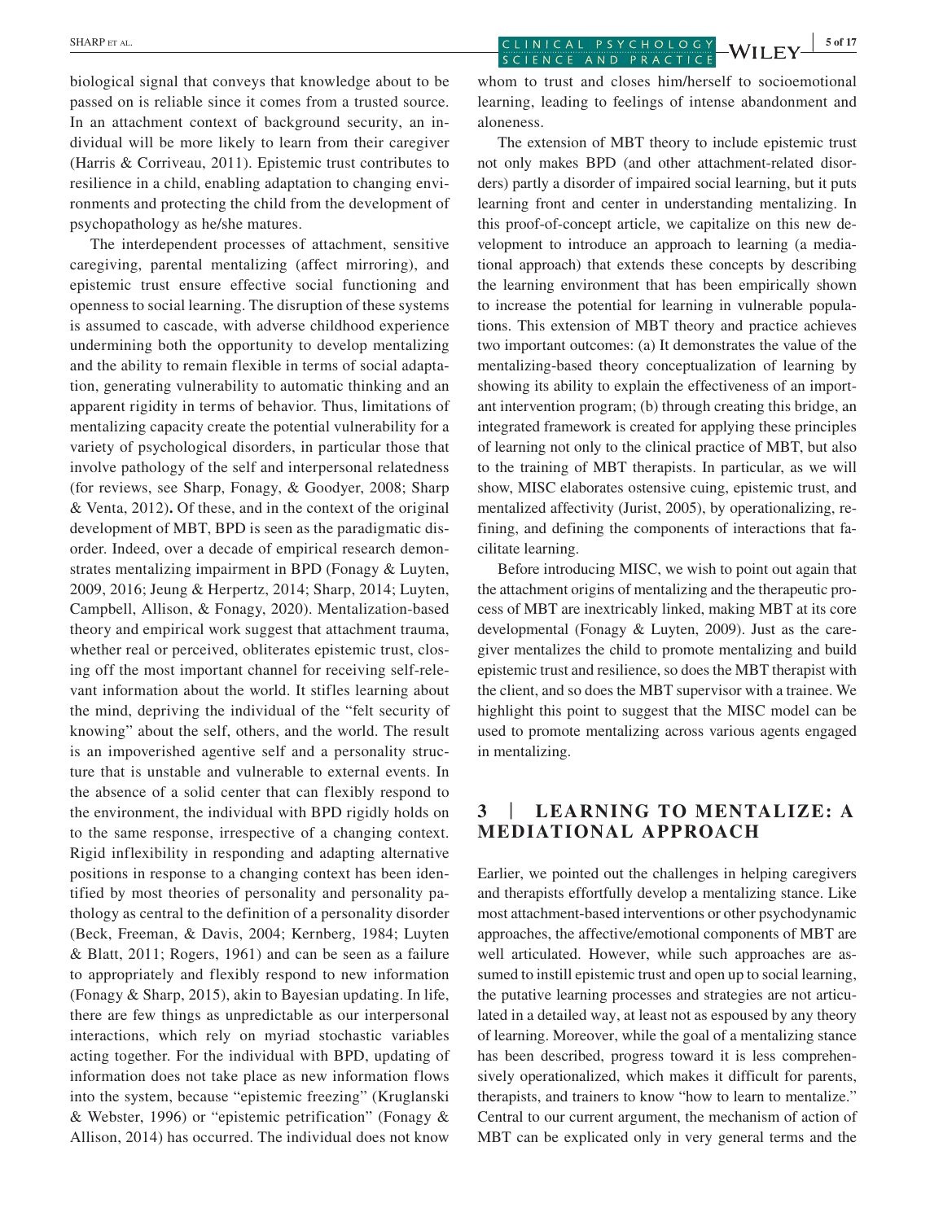biological signal that conveys that knowledge about to be passed on is reliable since it comes from a trusted source. In an attachment context of background security, an individual will be more likely to learn from their caregiver (Harris & Corriveau, 2011). Epistemic trust contributes to resilience in a child, enabling adaptation to changing environments and protecting the child from the development of psychopathology as he/she matures.

The interdependent processes of attachment, sensitive caregiving, parental mentalizing (affect mirroring), and epistemic trust ensure effective social functioning and openness to social learning. The disruption of these systems is assumed to cascade, with adverse childhood experience undermining both the opportunity to develop mentalizing and the ability to remain flexible in terms of social adaptation, generating vulnerability to automatic thinking and an apparent rigidity in terms of behavior. Thus, limitations of mentalizing capacity create the potential vulnerability for a variety of psychological disorders, in particular those that involve pathology of the self and interpersonal relatedness (for reviews, see Sharp, Fonagy, & Goodyer, 2008; Sharp & Venta, 2012)**.** Of these, and in the context of the original development of MBT, BPD is seen as the paradigmatic disorder. Indeed, over a decade of empirical research demonstrates mentalizing impairment in BPD (Fonagy & Luyten, 2009, 2016; Jeung & Herpertz, 2014; Sharp, 2014; Luyten, Campbell, Allison, & Fonagy, 2020). Mentalization-based theory and empirical work suggest that attachment trauma, whether real or perceived, obliterates epistemic trust, closing off the most important channel for receiving self-relevant information about the world. It stifles learning about the mind, depriving the individual of the "felt security of knowing" about the self, others, and the world. The result is an impoverished agentive self and a personality structure that is unstable and vulnerable to external events. In the absence of a solid center that can flexibly respond to the environment, the individual with BPD rigidly holds on to the same response, irrespective of a changing context. Rigid inflexibility in responding and adapting alternative positions in response to a changing context has been identified by most theories of personality and personality pathology as central to the definition of a personality disorder (Beck, Freeman, & Davis, 2004; Kernberg, 1984; Luyten & Blatt, 2011; Rogers, 1961) and can be seen as a failure to appropriately and flexibly respond to new information (Fonagy & Sharp, 2015), akin to Bayesian updating. In life, there are few things as unpredictable as our interpersonal interactions, which rely on myriad stochastic variables acting together. For the individual with BPD, updating of information does not take place as new information flows into the system, because "epistemic freezing" (Kruglanski & Webster, 1996) or "epistemic petrification" (Fonagy & Allison, 2014) has occurred. The individual does not know whom to trust and closes him/herself to socioemotional learning, leading to feelings of intense abandonment and aloneness.

The extension of MBT theory to include epistemic trust not only makes BPD (and other attachment-related disorders) partly a disorder of impaired social learning, but it puts learning front and center in understanding mentalizing. In this proof-of-concept article, we capitalize on this new development to introduce an approach to learning (a mediational approach) that extends these concepts by describing the learning environment that has been empirically shown to increase the potential for learning in vulnerable populations. This extension of MBT theory and practice achieves two important outcomes: (a) It demonstrates the value of the mentalizing-based theory conceptualization of learning by showing its ability to explain the effectiveness of an important intervention program; (b) through creating this bridge, an integrated framework is created for applying these principles of learning not only to the clinical practice of MBT, but also to the training of MBT therapists. In particular, as we will show, MISC elaborates ostensive cuing, epistemic trust, and mentalized affectivity (Jurist, 2005), by operationalizing, refining, and defining the components of interactions that facilitate learning.

Before introducing MISC, we wish to point out again that the attachment origins of mentalizing and the therapeutic process of MBT are inextricably linked, making MBT at its core developmental (Fonagy & Luyten, 2009). Just as the caregiver mentalizes the child to promote mentalizing and build epistemic trust and resilience, so does the MBT therapist with the client, and so does the MBT supervisor with a trainee. We highlight this point to suggest that the MISC model can be used to promote mentalizing across various agents engaged in mentalizing.

## 3 | LEARNING TO MENTALIZE: A MEDIATIONAL APPROACH

Earlier, we pointed out the challenges in helping caregivers and therapists effortfully develop a mentalizing stance. Like most attachment-based interventions or other psychodynamic approaches, the affective/emotional components of MBT are well articulated. However, while such approaches are assumed to instill epistemic trust and open up to social learning, the putative learning processes and strategies are not articulated in a detailed way, at least not as espoused by any theory of learning. Moreover, while the goal of a mentalizing stance has been described, progress toward it is less comprehensively operationalized, which makes it difficult for parents, therapists, and trainers to know "how to learn to mentalize." Central to our current argument, the mechanism of action of MBT can be explicated only in very general terms and the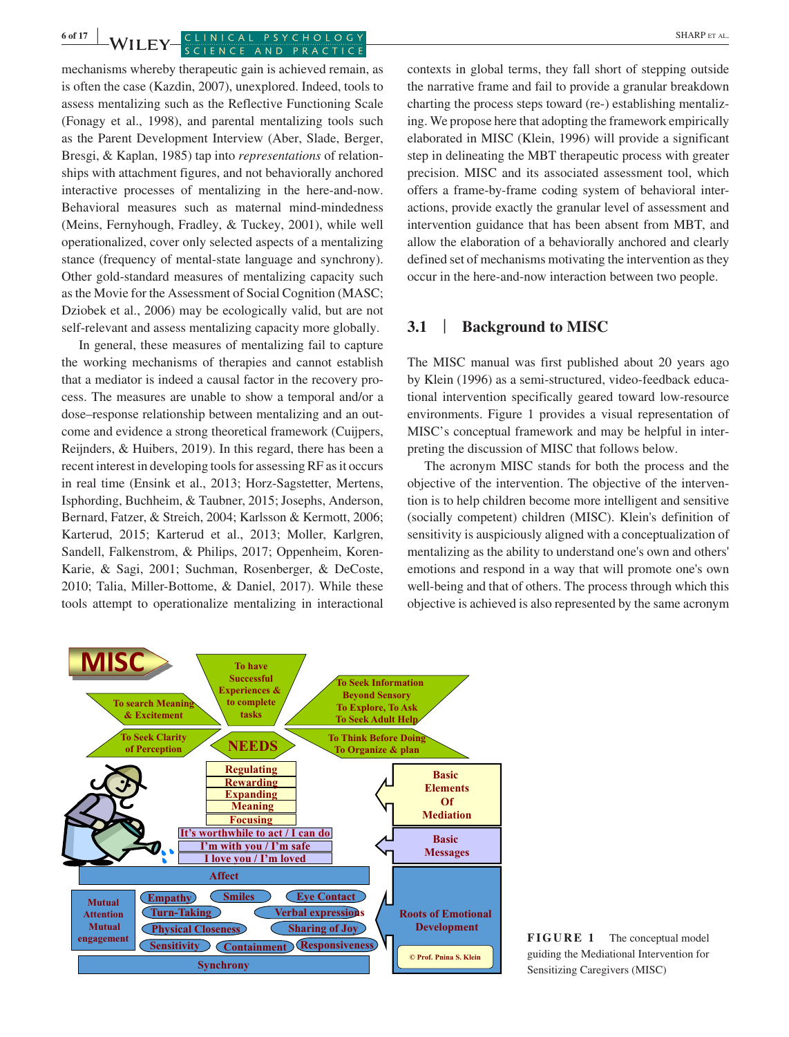mechanisms whereby therapeutic gain is achieved remain, as is often the case (Kazdin, 2007), unexplored. Indeed, tools to assess mentalizing such as the Reflective Functioning Scale (Fonagy et al., 1998), and parental mentalizing tools such as the Parent Development Interview (Aber, Slade, Berger, Bresgi, & Kaplan, 1985) tap into *representations* of relationships with attachment figures, and not behaviorally anchored interactive processes of mentalizing in the here-and-now. Behavioral measures such as maternal mind-mindedness (Meins, Fernyhough, Fradley, & Tuckey, 2001), while well operationalized, cover only selected aspects of a mentalizing stance (frequency of mental-state language and synchrony). Other gold-standard measures of mentalizing capacity such as the Movie for the Assessment of Social Cognition (MASC; Dziobek et al., 2006) may be ecologically valid, but are not self-relevant and assess mentalizing capacity more globally.

In general, these measures of mentalizing fail to capture the working mechanisms of therapies and cannot establish that a mediator is indeed a causal factor in the recovery process. The measures are unable to show a temporal and/or a dose–response relationship between mentalizing and an outcome and evidence a strong theoretical framework (Cuijpers, Reijnders, & Huibers, 2019). In this regard, there has been a recent interest in developing tools for assessing RF as it occurs in real time (Ensink et al., 2013; Horz-Sagstetter, Mertens, Isphording, Buchheim, & Taubner, 2015; Josephs, Anderson, Bernard, Fatzer, & Streich, 2004; Karlsson & Kermott, 2006; Karterud, 2015; Karterud et al., 2013; Moller, Karlgren, Sandell, Falkenstrom, & Philips, 2017; Oppenheim, Koren-Karie, & Sagi, 2001; Suchman, Rosenberger, & DeCoste, 2010; Talia, Miller-Bottome, & Daniel, 2017). While these tools attempt to operationalize mentalizing in interactional contexts in global terms, they fall short of stepping outside the narrative frame and fail to provide a granular breakdown charting the process steps toward (re-) establishing mentalizing. We propose here that adopting the framework empirically elaborated in MISC (Klein, 1996) will provide a significant step in delineating the MBT therapeutic process with greater precision. MISC and its associated assessment tool, which offers a frame-by-frame coding system of behavioral interactions, provide exactly the granular level of assessment and intervention guidance that has been absent from MBT, and allow the elaboration of a behaviorally anchored and clearly defined set of mechanisms motivating the intervention as they occur in the here-and-now interaction between two people.

## 3.1 | Background to MISC

The MISC manual was first published about 20 years ago by Klein (1996) as a semi-structured, video-feedback educational intervention specifically geared toward low-resource environments. Figure 1 provides a visual representation of MISC's conceptual framework and may be helpful in interpreting the discussion of MISC that follows below.

The acronym MISC stands for both the process and the objective of the intervention. The objective of the intervention is to help children become more intelligent and sensitive (socially competent) children (MISC). Klein's definition of sensitivity is auspiciously aligned with a conceptualization of mentalizing as the ability to understand one's own and others' emotions and respond in a way that will promote one's own well-being and that of others. The process through which this objective is achieved is also represented by the same acronym

**FIGURE 1** The conceptual model guiding the Mediational Intervention for Sensitizing Caregivers (MISC)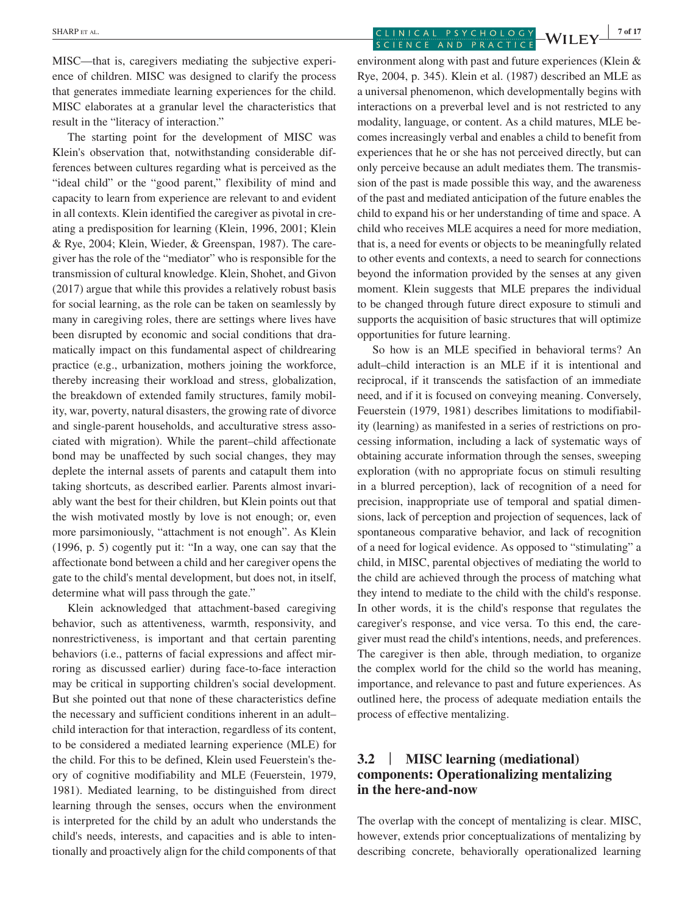MISC—that is, caregivers mediating the subjective experience of children. MISC was designed to clarify the process that generates immediate learning experiences for the child. MISC elaborates at a granular level the characteristics that result in the "literacy of interaction."

The starting point for the development of MISC was Klein's observation that, notwithstanding considerable differences between cultures regarding what is perceived as the "ideal child" or the "good parent," flexibility of mind and capacity to learn from experience are relevant to and evident in all contexts. Klein identified the caregiver as pivotal in creating a predisposition for learning (Klein, 1996, 2001; Klein & Rye, 2004; Klein, Wieder, & Greenspan, 1987). The caregiver has the role of the "mediator" who is responsible for the transmission of cultural knowledge. Klein, Shohet, and Givon (2017) argue that while this provides a relatively robust basis for social learning, as the role can be taken on seamlessly by many in caregiving roles, there are settings where lives have been disrupted by economic and social conditions that dramatically impact on this fundamental aspect of childrearing practice (e.g., urbanization, mothers joining the workforce, thereby increasing their workload and stress, globalization, the breakdown of extended family structures, family mobility, war, poverty, natural disasters, the growing rate of divorce and single-parent households, and acculturative stress associated with migration). While the parent–child affectionate bond may be unaffected by such social changes, they may deplete the internal assets of parents and catapult them into taking shortcuts, as described earlier. Parents almost invariably want the best for their children, but Klein points out that the wish motivated mostly by love is not enough; or, even more parsimoniously, "attachment is not enough". As Klein (1996, p. 5) cogently put it: "In a way, one can say that the affectionate bond between a child and her caregiver opens the gate to the child's mental development, but does not, in itself, determine what will pass through the gate."

Klein acknowledged that attachment-based caregiving behavior, such as attentiveness, warmth, responsivity, and nonrestrictiveness, is important and that certain parenting behaviors (i.e., patterns of facial expressions and affect mirroring as discussed earlier) during face-to-face interaction may be critical in supporting children's social development. But she pointed out that none of these characteristics define the necessary and sufficient conditions inherent in an adult–child interaction for that interaction, regardless of its content, to be considered a mediated learning experience (MLE) for the child. For this to be defined, Klein used Feuerstein's theory of cognitive modifiability and MLE (Feuerstein, 1979, 1981). Mediated learning, to be distinguished from direct learning through the senses, occurs when the environment is interpreted for the child by an adult who understands the child's needs, interests, and capacities and is able to intentionally and proactively align for the child components of that environment along with past and future experiences (Klein & Rye, 2004, p. 345). Klein et al. (1987) described an MLE as a universal phenomenon, which developmentally begins with interactions on a preverbal level and is not restricted to any modality, language, or content. As a child matures, MLE becomes increasingly verbal and enables a child to benefit from experiences that he or she has not perceived directly, but can only perceive because an adult mediates them. The transmission of the past is made possible this way, and the awareness of the past and mediated anticipation of the future enables the child to expand his or her understanding of time and space. A child who receives MLE acquires a need for more mediation, that is, a need for events or objects to be meaningfully related to other events and contexts, a need to search for connections beyond the information provided by the senses at any given moment. Klein suggests that MLE prepares the individual to be changed through future direct exposure to stimuli and supports the acquisition of basic structures that will optimize opportunities for future learning.

So how is an MLE specified in behavioral terms? An adult–child interaction is an MLE if it is intentional and reciprocal, if it transcends the satisfaction of an immediate need, and if it is focused on conveying meaning. Conversely, Feuerstein (1979, 1981) describes limitations to modifiability (learning) as manifested in a series of restrictions on processing information, including a lack of systematic ways of obtaining accurate information through the senses, sweeping exploration (with no appropriate focus on stimuli resulting in a blurred perception), lack of recognition of a need for precision, inappropriate use of temporal and spatial dimensions, lack of perception and projection of sequences, lack of spontaneous comparative behavior, and lack of recognition of a need for logical evidence. As opposed to "stimulating" a child, in MISC, parental objectives of mediating the world to the child are achieved through the process of matching what they intend to mediate to the child with the child's response. In other words, it is the child's response that regulates the caregiver's response, and vice versa. To this end, the caregiver must read the child's intentions, needs, and preferences. The caregiver is then able, through mediation, to organize the complex world for the child so the world has meaning, importance, and relevance to past and future experiences. As outlined here, the process of adequate mediation entails the process of effective mentalizing.

## 3.2 | MISC learning (mediational) components: Operationalizing mentalizing in the here-and-now

The overlap with the concept of mentalizing is clear. MISC, however, extends prior conceptualizations of mentalizing by describing concrete, behaviorally operationalized learning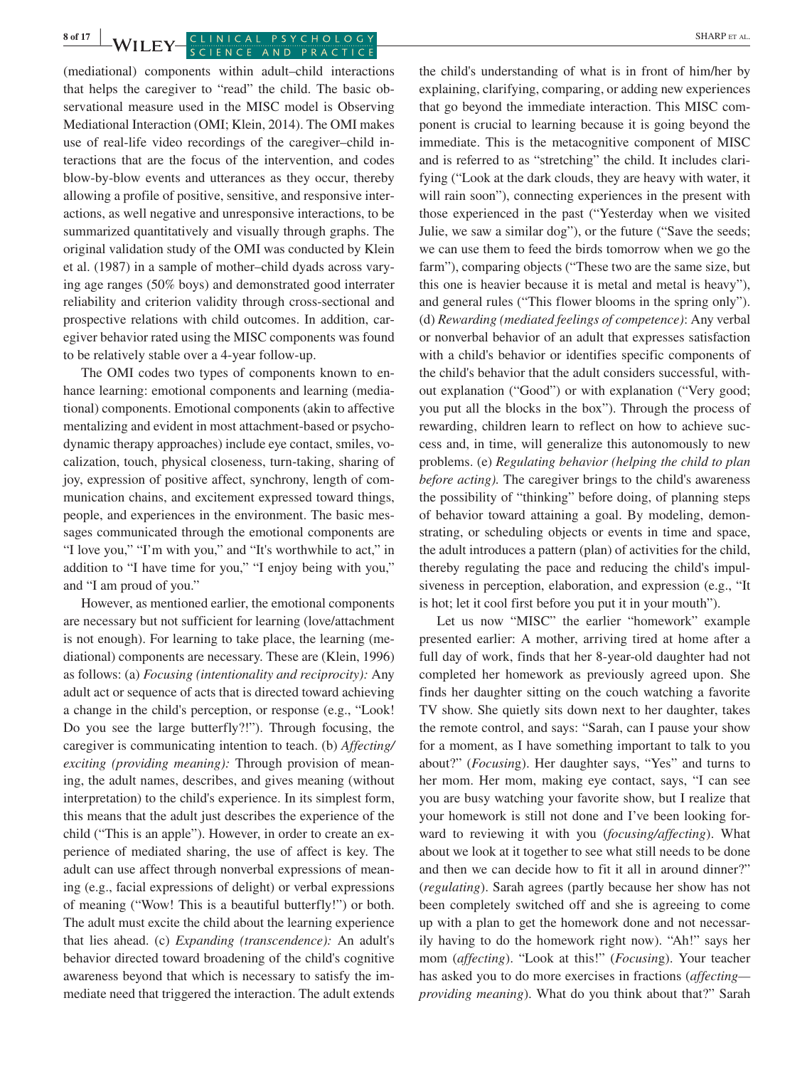(mediational) components within adult–child interactions that helps the caregiver to "read" the child. The basic observational measure used in the MISC model is Observing Mediational Interaction (OMI; Klein, 2014). The OMI makes use of real-life video recordings of the caregiver–child interactions that are the focus of the intervention, and codes blow-by-blow events and utterances as they occur, thereby allowing a profile of positive, sensitive, and responsive interactions, as well negative and unresponsive interactions, to be summarized quantitatively and visually through graphs. The original validation study of the OMI was conducted by Klein et al. (1987) in a sample of mother–child dyads across varying age ranges (50% boys) and demonstrated good interrater reliability and criterion validity through cross-sectional and prospective relations with child outcomes. In addition, caregiver behavior rated using the MISC components was found to be relatively stable over a 4-year follow-up.

The OMI codes two types of components known to enhance learning: emotional components and learning (mediational) components. Emotional components (akin to affective mentalizing and evident in most attachment-based or psychodynamic therapy approaches) include eye contact, smiles, vocalization, touch, physical closeness, turn-taking, sharing of joy, expression of positive affect, synchrony, length of communication chains, and excitement expressed toward things, people, and experiences in the environment. The basic messages communicated through the emotional components are "I love you," "I'm with you," and "It's worthwhile to act," in addition to "I have time for you," "I enjoy being with you," and "I am proud of you."

However, as mentioned earlier, the emotional components are necessary but not sufficient for learning (love/attachment is not enough). For learning to take place, the learning (mediational) components are necessary. These are (Klein, 1996) as follows: (a) *Focusing (intentionality and reciprocity):* Any adult act or sequence of acts that is directed toward achieving a change in the child's perception, or response (e.g., "Look! Do you see the large butterfly?!"). Through focusing, the caregiver is communicating intention to teach. (b) *Affecting/exciting (providing meaning):* Through provision of meaning, the adult names, describes, and gives meaning (without interpretation) to the child's experience. In its simplest form, this means that the adult just describes the experience of the child ("This is an apple"). However, in order to create an experience of mediated sharing, the use of affect is key. The adult can use affect through nonverbal expressions of meaning (e.g., facial expressions of delight) or verbal expressions of meaning ("Wow! This is a beautiful butterfly!") or both. The adult must excite the child about the learning experience that lies ahead. (c) *Expanding (transcendence):* An adult's behavior directed toward broadening of the child's cognitive awareness beyond that which is necessary to satisfy the immediate need that triggered the interaction. The adult extends the child's understanding of what is in front of him/her by explaining, clarifying, comparing, or adding new experiences that go beyond the immediate interaction. This MISC component is crucial to learning because it is going beyond the immediate. This is the metacognitive component of MISC and is referred to as "stretching" the child. It includes clarifying ("Look at the dark clouds, they are heavy with water, it will rain soon"), connecting experiences in the present with those experienced in the past ("Yesterday when we visited Julie, we saw a similar dog"), or the future ("Save the seeds; we can use them to feed the birds tomorrow when we go the farm"), comparing objects ("These two are the same size, but this one is heavier because it is metal and metal is heavy"), and general rules ("This flower blooms in the spring only"). (d) *Rewarding (mediated feelings of competence)*: Any verbal or nonverbal behavior of an adult that expresses satisfaction with a child's behavior or identifies specific components of the child's behavior that the adult considers successful, without explanation ("Good") or with explanation ("Very good; you put all the blocks in the box"). Through the process of rewarding, children learn to reflect on how to achieve success and, in time, will generalize this autonomously to new problems. (e) *Regulating behavior (helping the child to plan before acting).* The caregiver brings to the child's awareness the possibility of "thinking" before doing, of planning steps of behavior toward attaining a goal. By modeling, demonstrating, or scheduling objects or events in time and space, the adult introduces a pattern (plan) of activities for the child, thereby regulating the pace and reducing the child's impulsiveness in perception, elaboration, and expression (e.g., "It is hot; let it cool first before you put it in your mouth").

Let us now "MISC" the earlier "homework" example presented earlier: A mother, arriving tired at home after a full day of work, finds that her 8-year-old daughter had not completed her homework as previously agreed upon. She finds her daughter sitting on the couch watching a favorite TV show. She quietly sits down next to her daughter, takes the remote control, and says: "Sarah, can I pause your show for a moment, as I have something important to talk to you about?" (*Focusing*). Her daughter says, "Yes" and turns to her mom. Her mom, making eye contact, says, "I can see you are busy watching your favorite show, but I realize that your homework is still not done and I've been looking forward to reviewing it with you (*focusing/affecting*). What about we look at it together to see what still needs to be done and then we can decide how to fit it all in around dinner?" (*regulating*). Sarah agrees (partly because her show has not been completely switched off and she is agreeing to come up with a plan to get the homework done and not necessarily having to do the homework right now). "Ah!" says her mom (*affecting*). "Look at this!" (*Focusing*). Your teacher has asked you to do more exercises in fractions (*affecting—providing meaning*). What do you think about that?" Sarah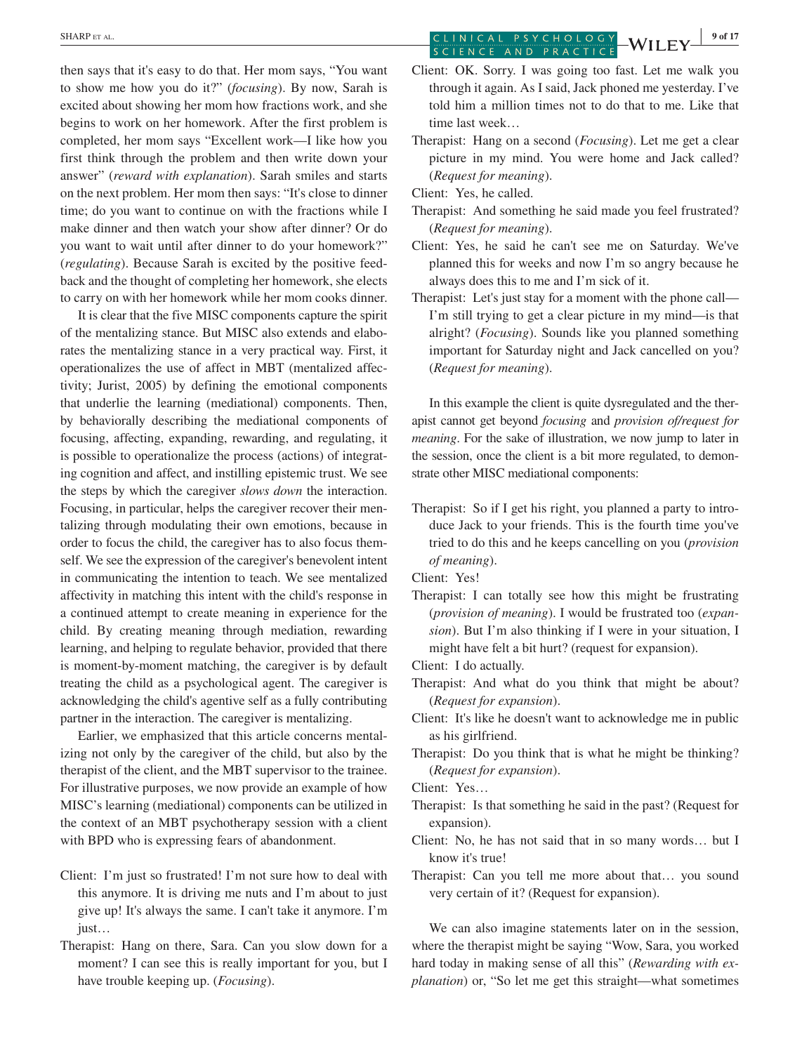then says that it's easy to do that. Her mom says, "You want to show me how you do it?" (*focusing*). By now, Sarah is excited about showing her mom how fractions work, and she begins to work on her homework. After the first problem is completed, her mom says "Excellent work—I like how you first think through the problem and then write down your answer" (*reward with explanation*). Sarah smiles and starts on the next problem. Her mom then says: "It's close to dinner time; do you want to continue on with the fractions while I make dinner and then watch your show after dinner? Or do you want to wait until after dinner to do your homework?" (*regulating*). Because Sarah is excited by the positive feedback and the thought of completing her homework, she elects to carry on with her homework while her mom cooks dinner.

It is clear that the five MISC components capture the spirit of the mentalizing stance. But MISC also extends and elaborates the mentalizing stance in a very practical way. First, it operationalizes the use of affect in MBT (mentalized affectivity; Jurist, 2005) by defining the emotional components that underlie the learning (mediational) components. Then, by behaviorally describing the mediational components of focusing, affecting, expanding, rewarding, and regulating, it is possible to operationalize the process (actions) of integrating cognition and affect, and instilling epistemic trust. We see the steps by which the caregiver *slows down* the interaction. Focusing, in particular, helps the caregiver recover their mentalizing through modulating their own emotions, because in order to focus the child, the caregiver has to also focus themself. We see the expression of the caregiver's benevolent intent in communicating the intention to teach. We see mentalized affectivity in matching this intent with the child's response in a continued attempt to create meaning in experience for the child. By creating meaning through mediation, rewarding learning, and helping to regulate behavior, provided that there is moment-by-moment matching, the caregiver is by default treating the child as a psychological agent. The caregiver is acknowledging the child's agentive self as a fully contributing partner in the interaction. The caregiver is mentalizing.

Earlier, we emphasized that this article concerns mentalizing not only by the caregiver of the child, but also by the therapist of the client, and the MBT supervisor to the trainee. For illustrative purposes, we now provide an example of how MISC's learning (mediational) components can be utilized in the context of an MBT psychotherapy session with a client with BPD who is expressing fears of abandonment.

Client: I'm just so frustrated! I'm not sure how to deal with this anymore. It is driving me nuts and I'm about to just give up! It's always the same. I can't take it anymore. I'm just…

Therapist: Hang on there, Sara. Can you slow down for a moment? I can see this is really important for you, but I have trouble keeping up. (*Focusing*).

Client: OK. Sorry. I was going too fast. Let me walk you through it again. As I said, Jack phoned me yesterday. I've told him a million times not to do that to me. Like that time last week…

Therapist: Hang on a second (*Focusing*). Let me get a clear picture in my mind. You were home and Jack called? (*Request for meaning*).

Client: Yes, he called.

Therapist: And something he said made you feel frustrated? (*Request for meaning*).

Client: Yes, he said he can't see me on Saturday. We've planned this for weeks and now I'm so angry because he always does this to me and I'm sick of it.

Therapist: Let's just stay for a moment with the phone call—I'm still trying to get a clear picture in my mind—is that alright? (*Focusing*). Sounds like you planned something important for Saturday night and Jack cancelled on you? (*Request for meaning*).

In this example the client is quite dysregulated and the therapist cannot get beyond *focusing* and *provision of/request for meaning*. For the sake of illustration, we now jump to later in the session, once the client is a bit more regulated, to demonstrate other MISC mediational components:

Therapist: So if I get his right, you planned a party to introduce Jack to your friends. This is the fourth time you've tried to do this and he keeps cancelling on you (*provision of meaning*).

Client: Yes!

Therapist: I can totally see how this might be frustrating (*provision of meaning*). I would be frustrated too (*expansion*). But I'm also thinking if I were in your situation, I might have felt a bit hurt? (request for expansion).

Client: I do actually.

Therapist: And what do you think that might be about? (*Request for expansion*).

Client: It's like he doesn't want to acknowledge me in public as his girlfriend.

Therapist: Do you think that is what he might be thinking? (*Request for expansion*).

Client: Yes…

Therapist: Is that something he said in the past? (Request for expansion).

Client: No, he has not said that in so many words… but I know it's true!

Therapist: Can you tell me more about that… you sound very certain of it? (Request for expansion).

We can also imagine statements later on in the session, where the therapist might be saying "Wow, Sara, you worked hard today in making sense of all this" (*Rewarding with explanation*) or, "So let me get this straight—what sometimes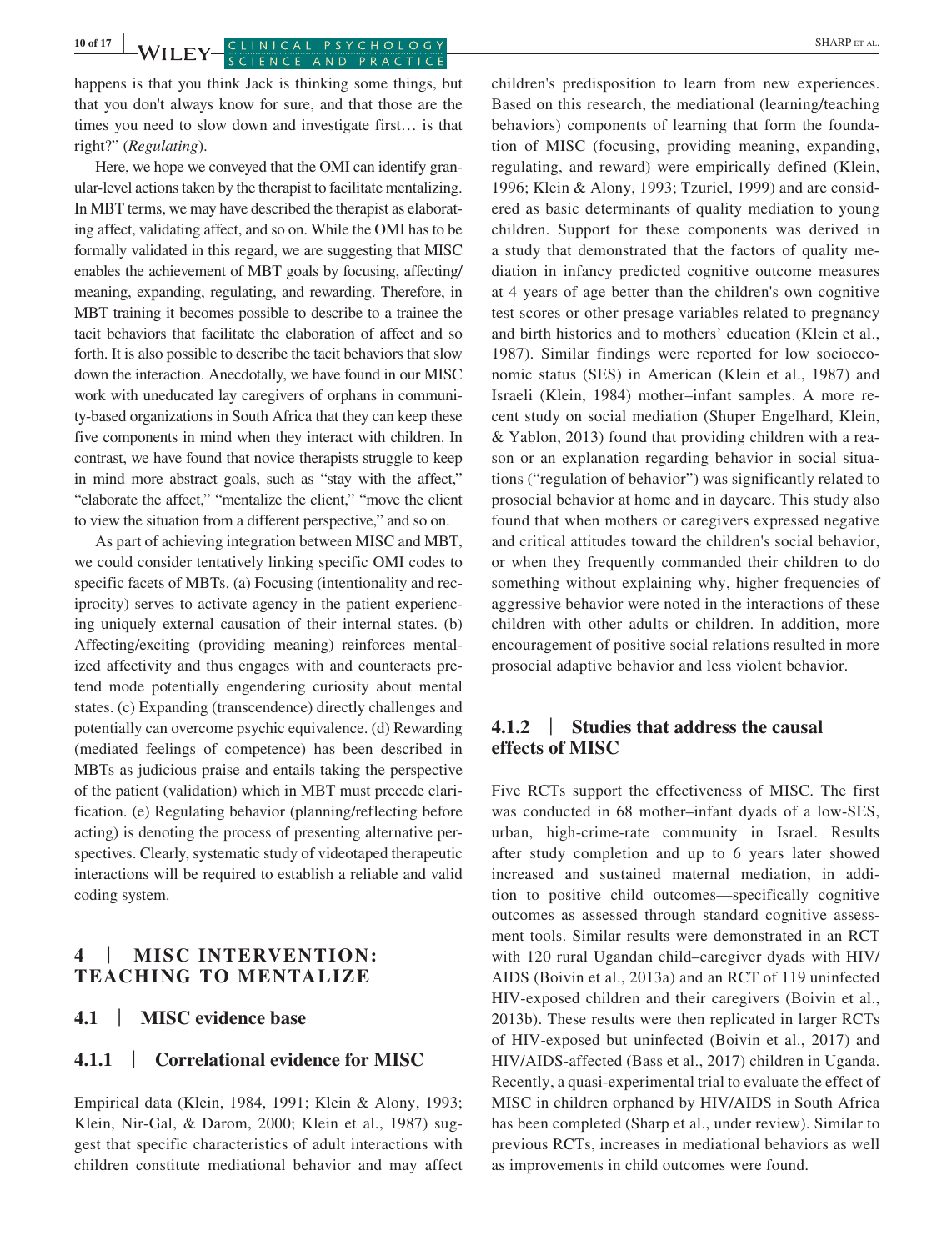happens is that you think Jack is thinking some things, but that you don't always know for sure, and that those are the times you need to slow down and investigate first… is that right?" (*Regulating*).

Here, we hope we conveyed that the OMI can identify granular-level actions taken by the therapist to facilitate mentalizing. In MBT terms, we may have described the therapist as elaborating affect, validating affect, and so on. While the OMI has to be formally validated in this regard, we are suggesting that MISC enables the achievement of MBT goals by focusing, affecting/meaning, expanding, regulating, and rewarding. Therefore, in MBT training it becomes possible to describe to a trainee the tacit behaviors that facilitate the elaboration of affect and so forth. It is also possible to describe the tacit behaviors that slow down the interaction. Anecdotally, we have found in our MISC work with uneducated lay caregivers of orphans in community-based organizations in South Africa that they can keep these five components in mind when they interact with children. In contrast, we have found that novice therapists struggle to keep in mind more abstract goals, such as "stay with the affect," "elaborate the affect," "mentalize the client," "move the client to view the situation from a different perspective," and so on.

As part of achieving integration between MISC and MBT, we could consider tentatively linking specific OMI codes to specific facets of MBTs. (a) Focusing (intentionality and reciprocity) serves to activate agency in the patient experiencing uniquely external causation of their internal states. (b) Affecting/exciting (providing meaning) reinforces mentalized affectivity and thus engages with and counteracts pretend mode potentially engendering curiosity about mental states. (c) Expanding (transcendence) directly challenges and potentially can overcome psychic equivalence. (d) Rewarding (mediated feelings of competence) has been described in MBTs as judicious praise and entails taking the perspective of the patient (validation) which in MBT must precede clarification. (e) Regulating behavior (planning/reflecting before acting) is denoting the process of presenting alternative perspectives. Clearly, systematic study of videotaped therapeutic interactions will be required to establish a reliable and valid coding system.

# 4 | MISC INTERVENTION: TEACHING TO MENTALIZE

## 4.1 | MISC evidence base

### 4.1.1 | Correlational evidence for MISC

Empirical data (Klein, 1984, 1991; Klein & Alony, 1993; Klein, Nir-Gal, & Darom, 2000; Klein et al., 1987) suggest that specific characteristics of adult interactions with children constitute mediational behavior and may affect children's predisposition to learn from new experiences. Based on this research, the mediational (learning/teaching behaviors) components of learning that form the foundation of MISC (focusing, providing meaning, expanding, regulating, and reward) were empirically defined (Klein, 1996; Klein & Alony, 1993; Tzuriel, 1999) and are considered as basic determinants of quality mediation to young children. Support for these components was derived in a study that demonstrated that the factors of quality mediation in infancy predicted cognitive outcome measures at 4 years of age better than the children's own cognitive test scores or other presage variables related to pregnancy and birth histories and to mothers' education (Klein et al., 1987). Similar findings were reported for low socioeconomic status (SES) in American (Klein et al., 1987) and Israeli (Klein, 1984) mother–infant samples. A more recent study on social mediation (Shuper Engelhard, Klein, & Yablon, 2013) found that providing children with a reason or an explanation regarding behavior in social situations ("regulation of behavior") was significantly related to prosocial behavior at home and in daycare. This study also found that when mothers or caregivers expressed negative and critical attitudes toward the children's social behavior, or when they frequently commanded their children to do something without explaining why, higher frequencies of aggressive behavior were noted in the interactions of these children with other adults or children. In addition, more encouragement of positive social relations resulted in more prosocial adaptive behavior and less violent behavior.

### 4.1.2 | Studies that address the causal effects of MISC

Five RCTs support the effectiveness of MISC. The first was conducted in 68 mother–infant dyads of a low-SES, urban, high-crime-rate community in Israel. Results after study completion and up to 6 years later showed increased and sustained maternal mediation, in addition to positive child outcomes—specifically cognitive outcomes as assessed through standard cognitive assessment tools. Similar results were demonstrated in an RCT with 120 rural Ugandan child–caregiver dyads with HIV/AIDS (Boivin et al., 2013a) and an RCT of 119 uninfected HIV-exposed children and their caregivers (Boivin et al., 2013b). These results were then replicated in larger RCTs of HIV-exposed but uninfected (Boivin et al., 2017) and HIV/AIDS-affected (Bass et al., 2017) children in Uganda. Recently, a quasi-experimental trial to evaluate the effect of MISC in children orphaned by HIV/AIDS in South Africa has been completed (Sharp et al., under review). Similar to previous RCTs, increases in mediational behaviors as well as improvements in child outcomes were found.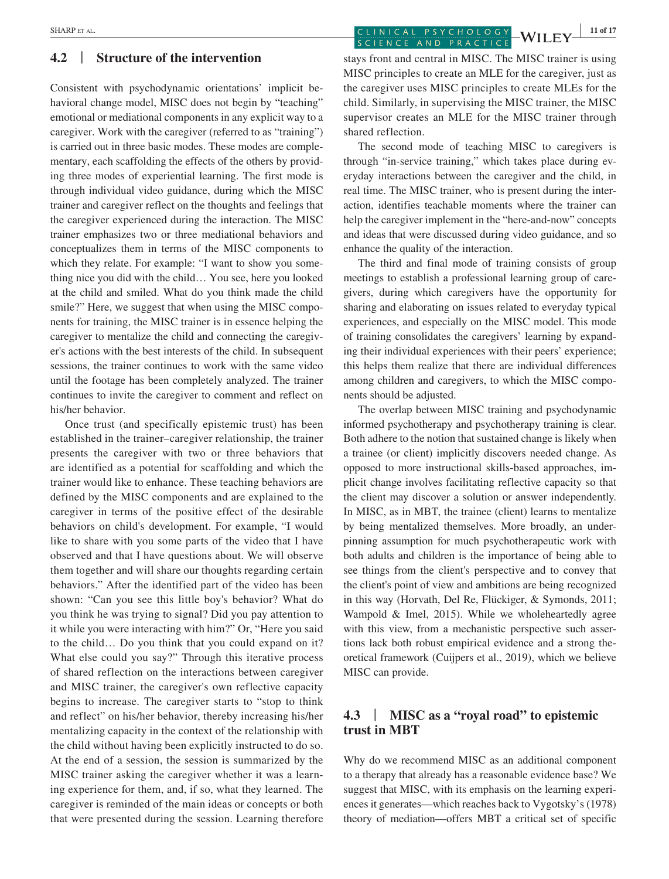## 4.2 | Structure of the intervention

Consistent with psychodynamic orientations' implicit behavioral change model, MISC does not begin by "teaching" emotional or mediational components in any explicit way to a caregiver. Work with the caregiver (referred to as "training") is carried out in three basic modes. These modes are complementary, each scaffolding the effects of the others by providing three modes of experiential learning. The first mode is through individual video guidance, during which the MISC trainer and caregiver reflect on the thoughts and feelings that the caregiver experienced during the interaction. The MISC trainer emphasizes two or three mediational behaviors and conceptualizes them in terms of the MISC components to which they relate. For example: "I want to show you something nice you did with the child… You see, here you looked at the child and smiled. What do you think made the child smile?" Here, we suggest that when using the MISC components for training, the MISC trainer is in essence helping the caregiver to mentalize the child and connecting the caregiver's actions with the best interests of the child. In subsequent sessions, the trainer continues to work with the same video until the footage has been completely analyzed. The trainer continues to invite the caregiver to comment and reflect on his/her behavior.

Once trust (and specifically epistemic trust) has been established in the trainer–caregiver relationship, the trainer presents the caregiver with two or three behaviors that are identified as a potential for scaffolding and which the trainer would like to enhance. These teaching behaviors are defined by the MISC components and are explained to the caregiver in terms of the positive effect of the desirable behaviors on child's development. For example, "I would like to share with you some parts of the video that I have observed and that I have questions about. We will observe them together and will share our thoughts regarding certain behaviors." After the identified part of the video has been shown: "Can you see this little boy's behavior? What do you think he was trying to signal? Did you pay attention to it while you were interacting with him?" Or, "Here you said to the child… Do you think that you could expand on it? What else could you say?" Through this iterative process of shared reflection on the interactions between caregiver and MISC trainer, the caregiver's own reflective capacity begins to increase. The caregiver starts to "stop to think and reflect" on his/her behavior, thereby increasing his/her mentalizing capacity in the context of the relationship with the child without having been explicitly instructed to do so. At the end of a session, the session is summarized by the MISC trainer asking the caregiver whether it was a learning experience for them, and, if so, what they learned. The caregiver is reminded of the main ideas or concepts or both that were presented during the session. Learning therefore stays front and central in MISC. The MISC trainer is using MISC principles to create an MLE for the caregiver, just as the caregiver uses MISC principles to create MLEs for the child. Similarly, in supervising the MISC trainer, the MISC supervisor creates an MLE for the MISC trainer through shared reflection.

The second mode of teaching MISC to caregivers is through "in-service training," which takes place during everyday interactions between the caregiver and the child, in real time. The MISC trainer, who is present during the interaction, identifies teachable moments where the trainer can help the caregiver implement in the "here-and-now" concepts and ideas that were discussed during video guidance, and so enhance the quality of the interaction.

The third and final mode of training consists of group meetings to establish a professional learning group of caregivers, during which caregivers have the opportunity for sharing and elaborating on issues related to everyday typical experiences, and especially on the MISC model. This mode of training consolidates the caregivers' learning by expanding their individual experiences with their peers' experience; this helps them realize that there are individual differences among children and caregivers, to which the MISC components should be adjusted.

The overlap between MISC training and psychodynamic informed psychotherapy and psychotherapy training is clear. Both adhere to the notion that sustained change is likely when a trainee (or client) implicitly discovers needed change. As opposed to more instructional skills-based approaches, implicit change involves facilitating reflective capacity so that the client may discover a solution or answer independently. In MISC, as in MBT, the trainee (client) learns to mentalize by being mentalized themselves. More broadly, an underpinning assumption for much psychotherapeutic work with both adults and children is the importance of being able to see things from the client's perspective and to convey that the client's point of view and ambitions are being recognized in this way (Horvath, Del Re, Flückiger, & Symonds, 2011; Wampold & Imel, 2015). While we wholeheartedly agree with this view, from a mechanistic perspective such assertions lack both robust empirical evidence and a strong theoretical framework (Cuijpers et al., 2019), which we believe MISC can provide.

## 4.3 | MISC as a "royal road" to epistemic trust in MBT

Why do we recommend MISC as an additional component to a therapy that already has a reasonable evidence base? We suggest that MISC, with its emphasis on the learning experiences it generates—which reaches back to Vygotsky's (1978) theory of mediation—offers MBT a critical set of specific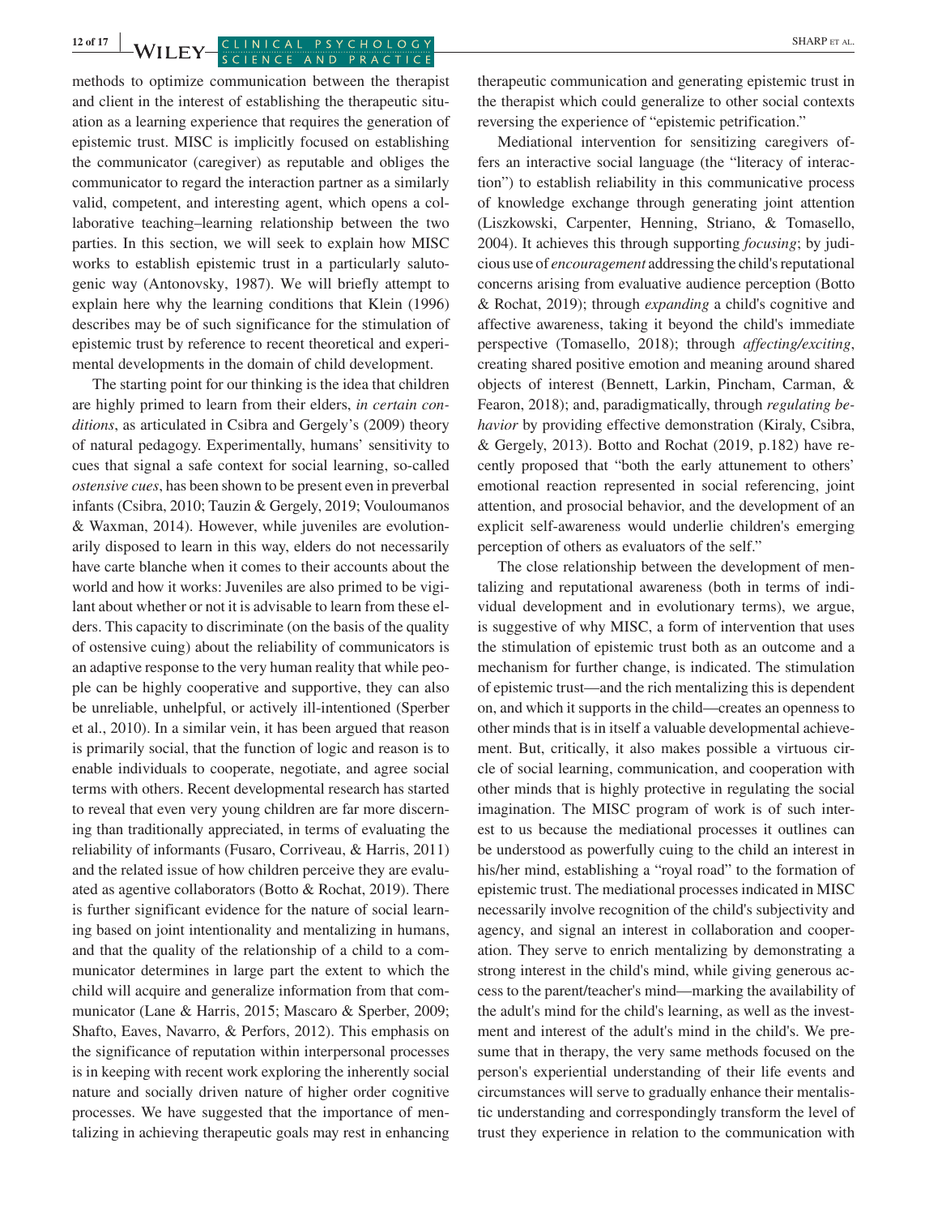methods to optimize communication between the therapist and client in the interest of establishing the therapeutic situation as a learning experience that requires the generation of epistemic trust. MISC is implicitly focused on establishing the communicator (caregiver) as reputable and obliges the communicator to regard the interaction partner as a similarly valid, competent, and interesting agent, which opens a collaborative teaching–learning relationship between the two parties. In this section, we will seek to explain how MISC works to establish epistemic trust in a particularly salutogenic way (Antonovsky, 1987). We will briefly attempt to explain here why the learning conditions that Klein (1996) describes may be of such significance for the stimulation of epistemic trust by reference to recent theoretical and experimental developments in the domain of child development.

The starting point for our thinking is the idea that children are highly primed to learn from their elders, *in certain conditions*, as articulated in Csibra and Gergely's (2009) theory of natural pedagogy. Experimentally, humans' sensitivity to cues that signal a safe context for social learning, so-called *ostensive cues*, has been shown to be present even in preverbal infants (Csibra, 2010; Tauzin & Gergely, 2019; Vouloumanos & Waxman, 2014). However, while juveniles are evolutionarily disposed to learn in this way, elders do not necessarily have carte blanche when it comes to their accounts about the world and how it works: Juveniles are also primed to be vigilant about whether or not it is advisable to learn from these elders. This capacity to discriminate (on the basis of the quality of ostensive cuing) about the reliability of communicators is an adaptive response to the very human reality that while people can be highly cooperative and supportive, they can also be unreliable, unhelpful, or actively ill-intentioned (Sperber et al., 2010). In a similar vein, it has been argued that reason is primarily social, that the function of logic and reason is to enable individuals to cooperate, negotiate, and agree social terms with others. Recent developmental research has started to reveal that even very young children are far more discerning than traditionally appreciated, in terms of evaluating the reliability of informants (Fusaro, Corriveau, & Harris, 2011) and the related issue of how children perceive they are evaluated as agentive collaborators (Botto & Rochat, 2019). There is further significant evidence for the nature of social learning based on joint intentionality and mentalizing in humans, and that the quality of the relationship of a child to a communicator determines in large part the extent to which the child will acquire and generalize information from that communicator (Lane & Harris, 2015; Mascaro & Sperber, 2009; Shafto, Eaves, Navarro, & Perfors, 2012). This emphasis on the significance of reputation within interpersonal processes is in keeping with recent work exploring the inherently social nature and socially driven nature of higher order cognitive processes. We have suggested that the importance of mentalizing in achieving therapeutic goals may rest in enhancing therapeutic communication and generating epistemic trust in the therapist which could generalize to other social contexts reversing the experience of "epistemic petrification."

Mediational intervention for sensitizing caregivers offers an interactive social language (the "literacy of interaction") to establish reliability in this communicative process of knowledge exchange through generating joint attention (Liszkowski, Carpenter, Henning, Striano, & Tomasello, 2004). It achieves this through supporting *focusing*; by judicious use of *encouragement* addressing the child's reputational concerns arising from evaluative audience perception (Botto & Rochat, 2019); through *expanding* a child's cognitive and affective awareness, taking it beyond the child's immediate perspective (Tomasello, 2018); through *affecting/exciting*, creating shared positive emotion and meaning around shared objects of interest (Bennett, Larkin, Pincham, Carman, & Fearon, 2018); and, paradigmatically, through *regulating behavior* by providing effective demonstration (Kiraly, Csibra, & Gergely, 2013). Botto and Rochat (2019, p.182) have recently proposed that "both the early attunement to others' emotional reaction represented in social referencing, joint attention, and prosocial behavior, and the development of an explicit self-awareness would underlie children's emerging perception of others as evaluators of the self."

The close relationship between the development of mentalizing and reputational awareness (both in terms of individual development and in evolutionary terms), we argue, is suggestive of why MISC, a form of intervention that uses the stimulation of epistemic trust both as an outcome and a mechanism for further change, is indicated. The stimulation of epistemic trust—and the rich mentalizing this is dependent on, and which it supports in the child—creates an openness to other minds that is in itself a valuable developmental achievement. But, critically, it also makes possible a virtuous circle of social learning, communication, and cooperation with other minds that is highly protective in regulating the social imagination. The MISC program of work is of such interest to us because the mediational processes it outlines can be understood as powerfully cuing to the child an interest in his/her mind, establishing a "royal road" to the formation of epistemic trust. The mediational processes indicated in MISC necessarily involve recognition of the child's subjectivity and agency, and signal an interest in collaboration and cooperation. They serve to enrich mentalizing by demonstrating a strong interest in the child's mind, while giving generous access to the parent/teacher's mind—marking the availability of the adult's mind for the child's learning, as well as the investment and interest of the adult's mind in the child's. We presume that in therapy, the very same methods focused on the person's experiential understanding of their life events and circumstances will serve to gradually enhance their mentalistic understanding and correspondingly transform the level of trust they experience in relation to the communication with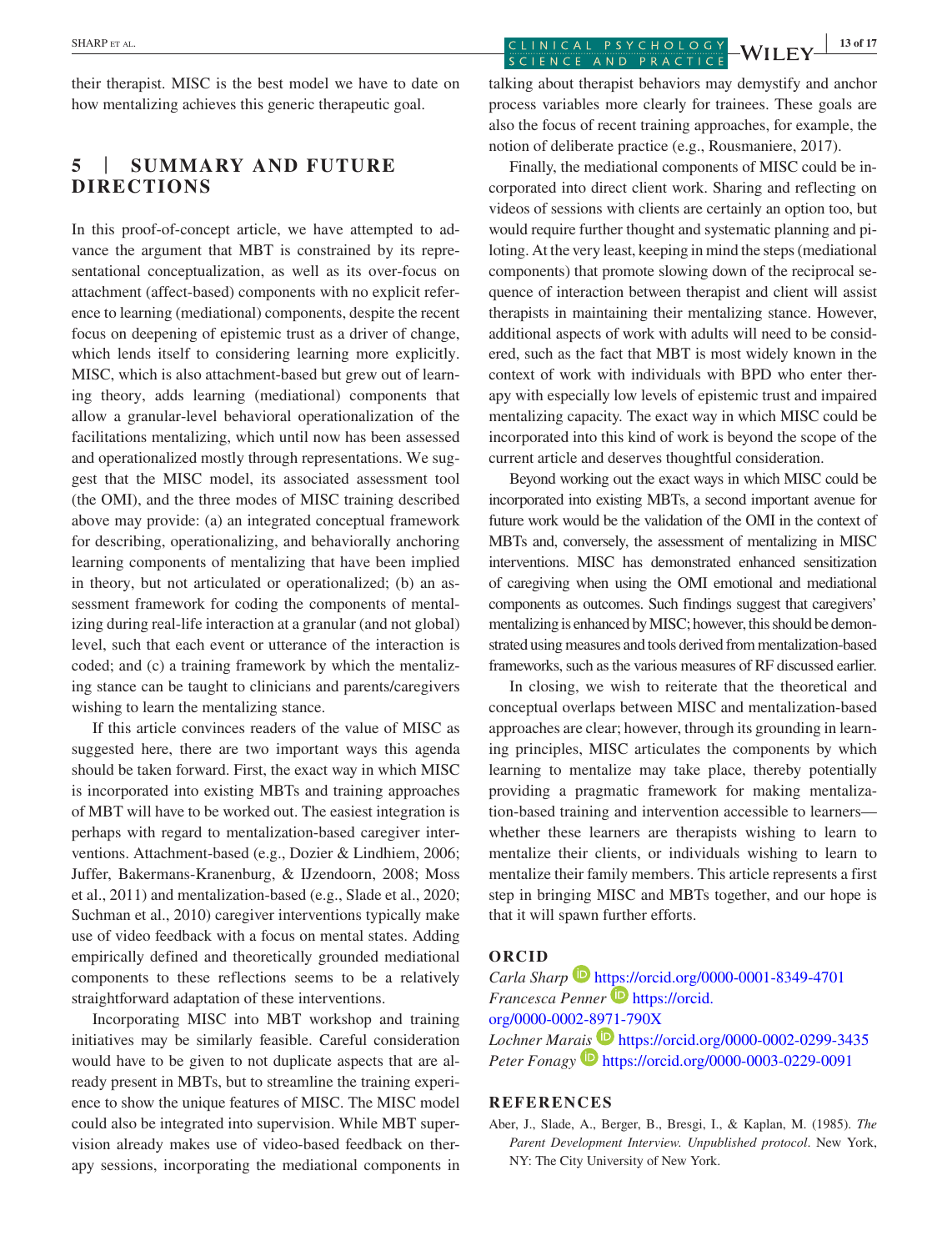their therapist. MISC is the best model we have to date on how mentalizing achieves this generic therapeutic goal.

## 5 | SUMMARY AND FUTURE DIRECTIONS

In this proof-of-concept article, we have attempted to advance the argument that MBT is constrained by its representational conceptualization, as well as its over-focus on attachment (affect-based) components with no explicit reference to learning (mediational) components, despite the recent focus on deepening of epistemic trust as a driver of change, which lends itself to considering learning more explicitly. MISC, which is also attachment-based but grew out of learning theory, adds learning (mediational) components that allow a granular-level behavioral operationalization of the facilitations mentalizing, which until now has been assessed and operationalized mostly through representations. We suggest that the MISC model, its associated assessment tool (the OMI), and the three modes of MISC training described above may provide: (a) an integrated conceptual framework for describing, operationalizing, and behaviorally anchoring learning components of mentalizing that have been implied in theory, but not articulated or operationalized; (b) an assessment framework for coding the components of mentalizing during real-life interaction at a granular (and not global) level, such that each event or utterance of the interaction is coded; and (c) a training framework by which the mentalizing stance can be taught to clinicians and parents/caregivers wishing to learn the mentalizing stance.

If this article convinces readers of the value of MISC as suggested here, there are two important ways this agenda should be taken forward. First, the exact way in which MISC is incorporated into existing MBTs and training approaches of MBT will have to be worked out. The easiest integration is perhaps with regard to mentalization-based caregiver interventions. Attachment-based (e.g., Dozier & Lindhiem, 2006; Juffer, Bakermans-Kranenburg, & IJzendoorn, 2008; Moss et al., 2011) and mentalization-based (e.g., Slade et al., 2020; Suchman et al., 2010) caregiver interventions typically make use of video feedback with a focus on mental states. Adding empirically defined and theoretically grounded mediational components to these reflections seems to be a relatively straightforward adaptation of these interventions.

Incorporating MISC into MBT workshop and training initiatives may be similarly feasible. Careful consideration would have to be given to not duplicate aspects that are already present in MBTs, but to streamline the training experience to show the unique features of MISC. The MISC model could also be integrated into supervision. While MBT supervision already makes use of video-based feedback on therapy sessions, incorporating the mediational components in talking about therapist behaviors may demystify and anchor process variables more clearly for trainees. These goals are also the focus of recent training approaches, for example, the notion of deliberate practice (e.g., Rousmaniere, 2017).

Finally, the mediational components of MISC could be incorporated into direct client work. Sharing and reflecting on videos of sessions with clients are certainly an option too, but would require further thought and systematic planning and piloting. At the very least, keeping in mind the steps (mediational components) that promote slowing down of the reciprocal sequence of interaction between therapist and client will assist therapists in maintaining their mentalizing stance. However, additional aspects of work with adults will need to be considered, such as the fact that MBT is most widely known in the context of work with individuals with BPD who enter therapy with especially low levels of epistemic trust and impaired mentalizing capacity. The exact way in which MISC could be incorporated into this kind of work is beyond the scope of the current article and deserves thoughtful consideration.

Beyond working out the exact ways in which MISC could be incorporated into existing MBTs, a second important avenue for future work would be the validation of the OMI in the context of MBTs and, conversely, the assessment of mentalizing in MISC interventions. MISC has demonstrated enhanced sensitization of caregiving when using the OMI emotional and mediational components as outcomes. Such findings suggest that caregivers' mentalizing is enhanced by MISC; however, this should be demonstrated using measures and tools derived from mentalization-based frameworks, such as the various measures of RF discussed earlier.

In closing, we wish to reiterate that the theoretical and conceptual overlaps between MISC and mentalization-based approaches are clear; however, through its grounding in learning principles, MISC articulates the components by which learning to mentalize may take place, thereby potentially providing a pragmatic framework for making mentalization-based training and intervention accessible to learners—whether these learners are therapists wishing to learn to mentalize their clients, or individuals wishing to learn to mentalize their family members. This article represents a first step in bringing MISC and MBTs together, and our hope is that it will spawn further efforts.

## ORCID

*Carla Sharp* https://orcid.org/0000-0001-8349-4701
*Francesca Penner* https://orcid.org/0000-0002-8971-790X
*Lochner Marais* https://orcid.org/0000-0002-0299-3435
*Peter Fonagy* https://orcid.org/0000-0003-0229-0091

## REFERENCES

Aber, J., Slade, A., Berger, B., Bresgi, I., & Kaplan, M. (1985). *The Parent Development Interview. Unpublished protocol*. New York, NY: The City University of New York.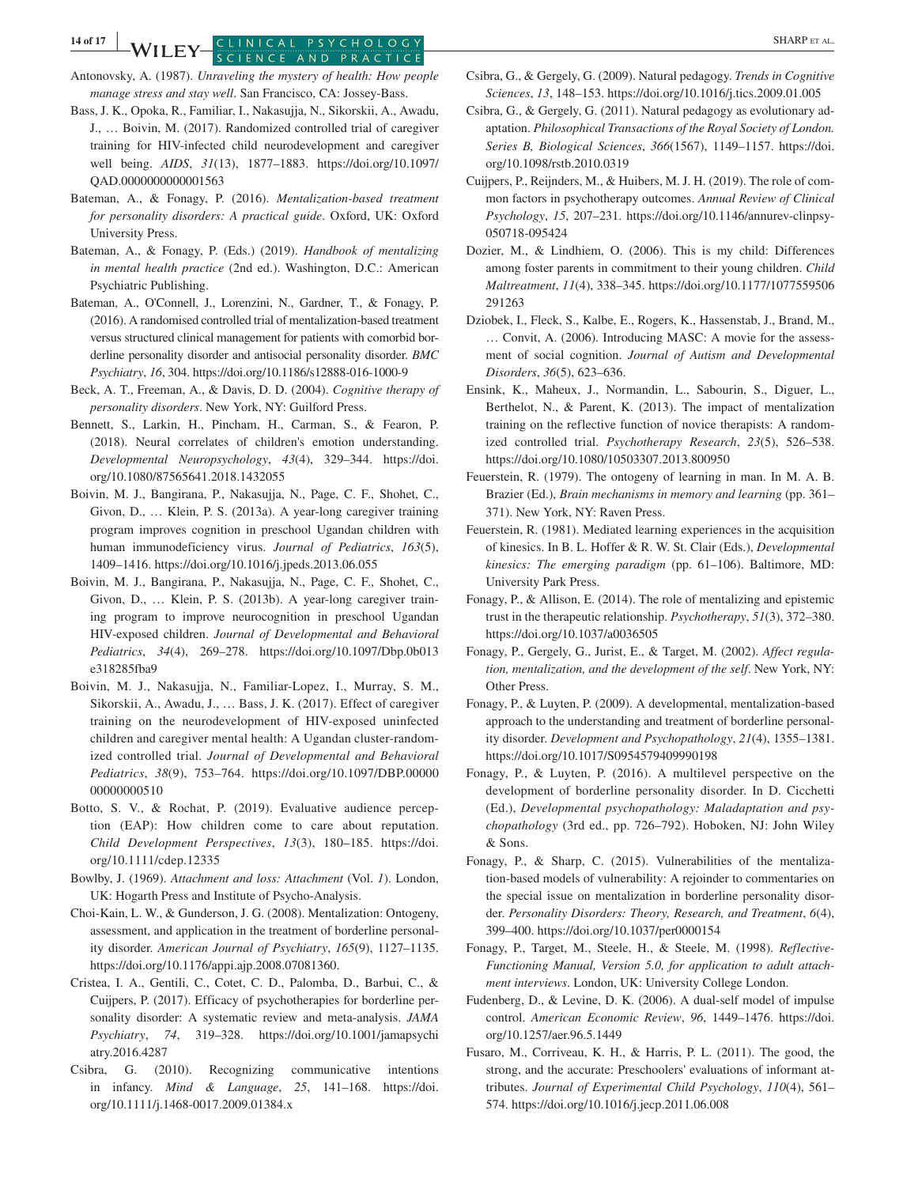Antonovsky, A. (1987). *Unraveling the mystery of health: How people manage stress and stay well*. San Francisco, CA: Jossey-Bass.

Bass, J. K., Opoka, R., Familiar, I., Nakasujja, N., Sikorskii, A., Awadu, J., … Boivin, M. (2017). Randomized controlled trial of caregiver training for HIV-infected child neurodevelopment and caregiver well being. *AIDS*, *31*(13), 1877–1883. https://doi.org/10.1097/QAD.0000000000001563

Bateman, A., & Fonagy, P. (2016). *Mentalization-based treatment for personality disorders: A practical guide*. Oxford, UK: Oxford University Press.

Bateman, A., & Fonagy, P. (Eds.) (2019). *Handbook of mentalizing in mental health practice* (2nd ed.). Washington, D.C.: American Psychiatric Publishing.

Bateman, A., O'Connell, J., Lorenzini, N., Gardner, T., & Fonagy, P. (2016). A randomised controlled trial of mentalization-based treatment versus structured clinical management for patients with comorbid borderline personality disorder and antisocial personality disorder. *BMC Psychiatry*, *16*, 304. https://doi.org/10.1186/s12888-016-1000-9

Beck, A. T., Freeman, A., & Davis, D. D. (2004). *Cognitive therapy of personality disorders*. New York, NY: Guilford Press.

Bennett, S., Larkin, H., Pincham, H., Carman, S., & Fearon, P. (2018). Neural correlates of children's emotion understanding. *Developmental Neuropsychology*, *43*(4), 329–344. https://doi.org/10.1080/87565641.2018.1432055

Boivin, M. J., Bangirana, P., Nakasujja, N., Page, C. F., Shohet, C., Givon, D., … Klein, P. S. (2013a). A year-long caregiver training program improves cognition in preschool Ugandan children with human immunodeficiency virus. *Journal of Pediatrics*, *163*(5), 1409–1416. https://doi.org/10.1016/j.jpeds.2013.06.055

Boivin, M. J., Bangirana, P., Nakasujja, N., Page, C. F., Shohet, C., Givon, D., … Klein, P. S. (2013b). A year-long caregiver training program to improve neurocognition in preschool Ugandan HIV-exposed children. *Journal of Developmental and Behavioral Pediatrics*, *34*(4), 269–278. https://doi.org/10.1097/Dbp.0b013e318285fba9

Boivin, M. J., Nakasujja, N., Familiar-Lopez, I., Murray, S. M., Sikorskii, A., Awadu, J., … Bass, J. K. (2017). Effect of caregiver training on the neurodevelopment of HIV-exposed uninfected children and caregiver mental health: A Ugandan cluster-randomized controlled trial. *Journal of Developmental and Behavioral Pediatrics*, *38*(9), 753–764. https://doi.org/10.1097/DBP.0000000000000510

Botto, S. V., & Rochat, P. (2019). Evaluative audience perception (EAP): How children come to care about reputation. *Child Development Perspectives*, *13*(3), 180–185. https://doi.org/10.1111/cdep.12335

Bowlby, J. (1969). *Attachment and loss: Attachment* (Vol. *1*). London, UK: Hogarth Press and Institute of Psycho-Analysis.

Choi-Kain, L. W., & Gunderson, J. G. (2008). Mentalization: Ontogeny, assessment, and application in the treatment of borderline personality disorder. *American Journal of Psychiatry*, *165*(9), 1127–1135. https://doi.org/10.1176/appi.ajp.2008.07081360.

Cristea, I. A., Gentili, C., Cotet, C. D., Palomba, D., Barbui, C., & Cuijpers, P. (2017). Efficacy of psychotherapies for borderline personality disorder: A systematic review and meta-analysis. *JAMA Psychiatry*, *74*, 319–328. https://doi.org/10.1001/jamapsychiatry.2016.4287

Csibra, G. (2010). Recognizing communicative intentions in infancy. *Mind & Language*, *25*, 141–168. https://doi.org/10.1111/j.1468-0017.2009.01384.x

Csibra, G., & Gergely, G. (2009). Natural pedagogy. *Trends in Cognitive Sciences*, *13*, 148–153. https://doi.org/10.1016/j.tics.2009.01.005

Csibra, G., & Gergely, G. (2011). Natural pedagogy as evolutionary adaptation. *Philosophical Transactions of the Royal Society of London. Series B, Biological Sciences*, *366*(1567), 1149–1157. https://doi.org/10.1098/rstb.2010.0319

Cuijpers, P., Reijnders, M., & Huibers, M. J. H. (2019). The role of common factors in psychotherapy outcomes. *Annual Review of Clinical Psychology*, *15*, 207–231. https://doi.org/10.1146/annurev-clinpsy-050718-095424

Dozier, M., & Lindhiem, O. (2006). This is my child: Differences among foster parents in commitment to their young children. *Child Maltreatment*, *11*(4), 338–345. https://doi.org/10.1177/1077559506291263

Dziobek, I., Fleck, S., Kalbe, E., Rogers, K., Hassenstab, J., Brand, M., … Convit, A. (2006). Introducing MASC: A movie for the assessment of social cognition. *Journal of Autism and Developmental Disorders*, *36*(5), 623–636.

Ensink, K., Maheux, J., Normandin, L., Sabourin, S., Diguer, L., Berthelot, N., & Parent, K. (2013). The impact of mentalization training on the reflective function of novice therapists: A randomized controlled trial. *Psychotherapy Research*, *23*(5), 526–538. https://doi.org/10.1080/10503307.2013.800950

Feuerstein, R. (1979). The ontogeny of learning in man. In M. A. B. Brazier (Ed.), *Brain mechanisms in memory and learning* (pp. 361–371). New York, NY: Raven Press.

Feuerstein, R. (1981). Mediated learning experiences in the acquisition of kinesics. In B. L. Hoffer & R. W. St. Clair (Eds.), *Developmental kinesics: The emerging paradigm* (pp. 61–106). Baltimore, MD: University Park Press.

Fonagy, P., & Allison, E. (2014). The role of mentalizing and epistemic trust in the therapeutic relationship. *Psychotherapy*, *51*(3), 372–380. https://doi.org/10.1037/a0036505

Fonagy, P., Gergely, G., Jurist, E., & Target, M. (2002). *Affect regulation, mentalization, and the development of the self*. New York, NY: Other Press.

Fonagy, P., & Luyten, P. (2009). A developmental, mentalization-based approach to the understanding and treatment of borderline personality disorder. *Development and Psychopathology*, *21*(4), 1355–1381. https://doi.org/10.1017/S0954579409990198

Fonagy, P., & Luyten, P. (2016). A multilevel perspective on the development of borderline personality disorder. In D. Cicchetti (Ed.), *Developmental psychopathology: Maladaptation and psychopathology* (3rd ed., pp. 726–792). Hoboken, NJ: John Wiley & Sons.

Fonagy, P., & Sharp, C. (2015). Vulnerabilities of the mentalization-based models of vulnerability: A rejoinder to commentaries on the special issue on mentalization in borderline personality disorder. *Personality Disorders: Theory, Research, and Treatment*, *6*(4), 399–400. https://doi.org/10.1037/per0000154

Fonagy, P., Target, M., Steele, H., & Steele, M. (1998). *Reflective-Functioning Manual, Version 5.0, for application to adult attachment interviews*. London, UK: University College London.

Fudenberg, D., & Levine, D. K. (2006). A dual-self model of impulse control. *American Economic Review*, *96*, 1449–1476. https://doi.org/10.1257/aer.96.5.1449

Fusaro, M., Corriveau, K. H., & Harris, P. L. (2011). The good, the strong, and the accurate: Preschoolers' evaluations of informant attributes. *Journal of Experimental Child Psychology*, *110*(4), 561–574. https://doi.org/10.1016/j.jecp.2011.06.008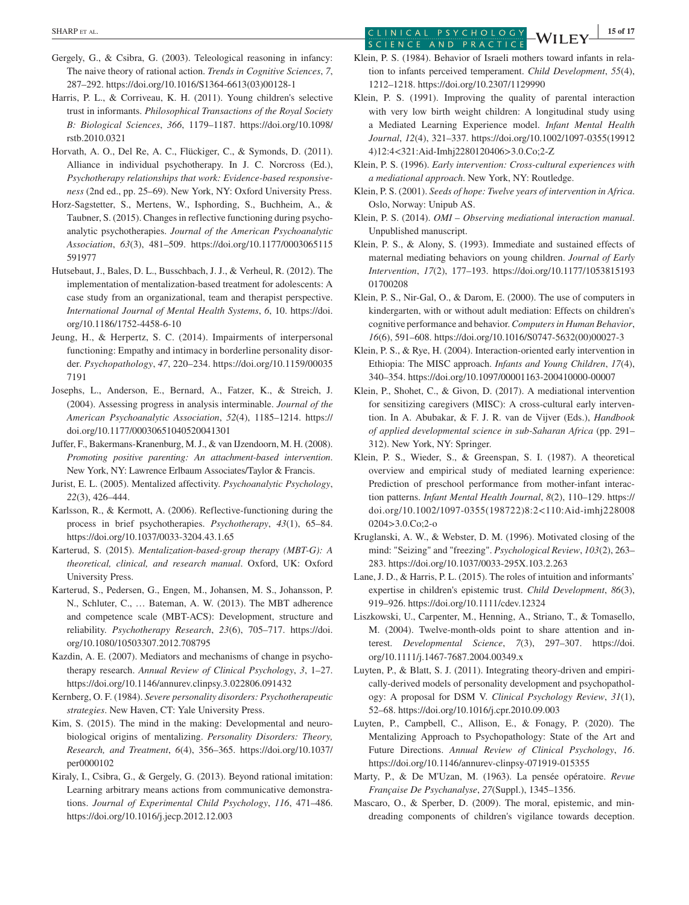Gergely, G., & Csibra, G. (2003). Teleological reasoning in infancy: The naive theory of rational action. *Trends in Cognitive Sciences*, *7*, 287–292. https://doi.org/10.1016/S1364-6613(03)00128-1

Harris, P. L., & Corriveau, K. H. (2011). Young children's selective trust in informants. *Philosophical Transactions of the Royal Society B: Biological Sciences*, *366*, 1179–1187. https://doi.org/10.1098/rstb.2010.0321

Horvath, A. O., Del Re, A. C., Flückiger, C., & Symonds, D. (2011). Alliance in individual psychotherapy. In J. C. Norcross (Ed.), *Psychotherapy relationships that work: Evidence-based responsiveness* (2nd ed., pp. 25–69). New York, NY: Oxford University Press.

Horz-Sagstetter, S., Mertens, W., Isphording, S., Buchheim, A., & Taubner, S. (2015). Changes in reflective functioning during psychoanalytic psychotherapies. *Journal of the American Psychoanalytic Association*, *63*(3), 481–509. https://doi.org/10.1177/0003065115591977

Hutsebaut, J., Bales, D. L., Busschbach, J. J., & Verheul, R. (2012). The implementation of mentalization-based treatment for adolescents: A case study from an organizational, team and therapist perspective. *International Journal of Mental Health Systems*, *6*, 10. https://doi.org/10.1186/1752-4458-6-10

Jeung, H., & Herpertz, S. C. (2014). Impairments of interpersonal functioning: Empathy and intimacy in borderline personality disorder. *Psychopathology*, *47*, 220–234. https://doi.org/10.1159/000357191

Josephs, L., Anderson, E., Bernard, A., Fatzer, K., & Streich, J. (2004). Assessing progress in analysis interminable. *Journal of the American Psychoanalytic Association*, *52*(4), 1185–1214. https://doi.org/10.1177/00030651040520041301

Juffer, F., Bakermans-Kranenburg, M. J., & van IJzendoorn, M. H. (2008). *Promoting positive parenting: An attachment-based intervention*. New York, NY: Lawrence Erlbaum Associates/Taylor & Francis.

Jurist, E. L. (2005). Mentalized affectivity. *Psychoanalytic Psychology*, *22*(3), 426–444.

Karlsson, R., & Kermott, A. (2006). Reflective-functioning during the process in brief psychotherapies. *Psychotherapy*, *43*(1), 65–84. https://doi.org/10.1037/0033-3204.43.1.65

Karterud, S. (2015). *Mentalization-based-group therapy (MBT-G): A theoretical, clinical, and research manual*. Oxford, UK: Oxford University Press.

Karterud, S., Pedersen, G., Engen, M., Johansen, M. S., Johansson, P. N., Schluter, C., … Bateman, A. W. (2013). The MBT adherence and competence scale (MBT-ACS): Development, structure and reliability. *Psychotherapy Research*, *23*(6), 705–717. https://doi.org/10.1080/10503307.2012.708795

Kazdin, A. E. (2007). Mediators and mechanisms of change in psychotherapy research. *Annual Review of Clinical Psychology*, *3*, 1–27. https://doi.org/10.1146/annurev.clinpsy.3.022806.091432

Kernberg, O. F. (1984). *Severe personality disorders: Psychotherapeutic strategies*. New Haven, CT: Yale University Press.

Kim, S. (2015). The mind in the making: Developmental and neurobiological origins of mentalizing. *Personality Disorders: Theory, Research, and Treatment*, *6*(4), 356–365. https://doi.org/10.1037/per0000102

Kiraly, I., Csibra, G., & Gergely, G. (2013). Beyond rational imitation: Learning arbitrary means actions from communicative demonstrations. *Journal of Experimental Child Psychology*, *116*, 471–486. https://doi.org/10.1016/j.jecp.2012.12.003

Klein, P. S. (1984). Behavior of Israeli mothers toward infants in relation to infants perceived temperament. *Child Development*, *55*(4), 1212–1218. https://doi.org/10.2307/1129990

Klein, P. S. (1991). Improving the quality of parental interaction with very low birth weight children: A longitudinal study using a Mediated Learning Experience model. *Infant Mental Health Journal*, *12*(4), 321–337. https://doi.org/10.1002/1097-0355(199124)12:4<321:Aid-Imhj2280120406>3.0.Co;2-Z

Klein, P. S. (1996). *Early intervention: Cross-cultural experiences with a mediational approach*. New York, NY: Routledge.

Klein, P. S. (2001). *Seeds of hope: Twelve years of intervention in Africa*. Oslo, Norway: Unipub AS.

Klein, P. S. (2014). *OMI – Observing mediational interaction manual*. Unpublished manuscript.

Klein, P. S., & Alony, S. (1993). Immediate and sustained effects of maternal mediating behaviors on young children. *Journal of Early Intervention*, *17*(2), 177–193. https://doi.org/10.1177/105381519301700208

Klein, P. S., Nir-Gal, O., & Darom, E. (2000). The use of computers in kindergarten, with or without adult mediation: Effects on children's cognitive performance and behavior. *Computers in Human Behavior*, *16*(6), 591–608. https://doi.org/10.1016/S0747-5632(00)00027-3

Klein, P. S., & Rye, H. (2004). Interaction-oriented early intervention in Ethiopia: The MISC approach. *Infants and Young Children*, *17*(4), 340–354. https://doi.org/10.1097/00001163-200410000-00007

Klein, P., Shohet, C., & Givon, D. (2017). A mediational intervention for sensitizing caregivers (MISC): A cross-cultural early intervention. In A. Abubakar, & F. J. R. van de Vijver (Eds.), *Handbook of applied developmental science in sub-Saharan Africa* (pp. 291–312). New York, NY: Springer.

Klein, P. S., Wieder, S., & Greenspan, S. I. (1987). A theoretical overview and empirical study of mediated learning experience: Prediction of preschool performance from mother-infant interaction patterns. *Infant Mental Health Journal*, *8*(2), 110–129. https://doi.org/10.1002/1097-0355(198722)8:2<110:Aid-imhj2280080204>3.0.Co;2-o

Kruglanski, A. W., & Webster, D. M. (1996). Motivated closing of the mind: "Seizing" and "freezing". *Psychological Review*, *103*(2), 263–283. https://doi.org/10.1037/0033-295X.103.2.263

Lane, J. D., & Harris, P. L. (2015). The roles of intuition and informants' expertise in children's epistemic trust. *Child Development*, *86*(3), 919–926. https://doi.org/10.1111/cdev.12324

Liszkowski, U., Carpenter, M., Henning, A., Striano, T., & Tomasello, M. (2004). Twelve-month-olds point to share attention and interest. *Developmental Science*, *7*(3), 297–307. https://doi.org/10.1111/j.1467-7687.2004.00349.x

Luyten, P., & Blatt, S. J. (2011). Integrating theory-driven and empirically-derived models of personality development and psychopathology: A proposal for DSM V. *Clinical Psychology Review*, *31*(1), 52–68. https://doi.org/10.1016/j.cpr.2010.09.003

Luyten, P., Campbell, C., Allison, E., & Fonagy, P. (2020). The Mentalizing Approach to Psychopathology: State of the Art and Future Directions. *Annual Review of Clinical Psychology*, *16*. https://doi.org/10.1146/annurev-clinpsy-071919-015355

Marty, P., & De M'Uzan, M. (1963). La pensée opératoire. *Revue Française De Psychanalyse*, *27*(Suppl.), 1345–1356.

Mascaro, O., & Sperber, D. (2009). The moral, epistemic, and mindreading components of children's vigilance towards deception.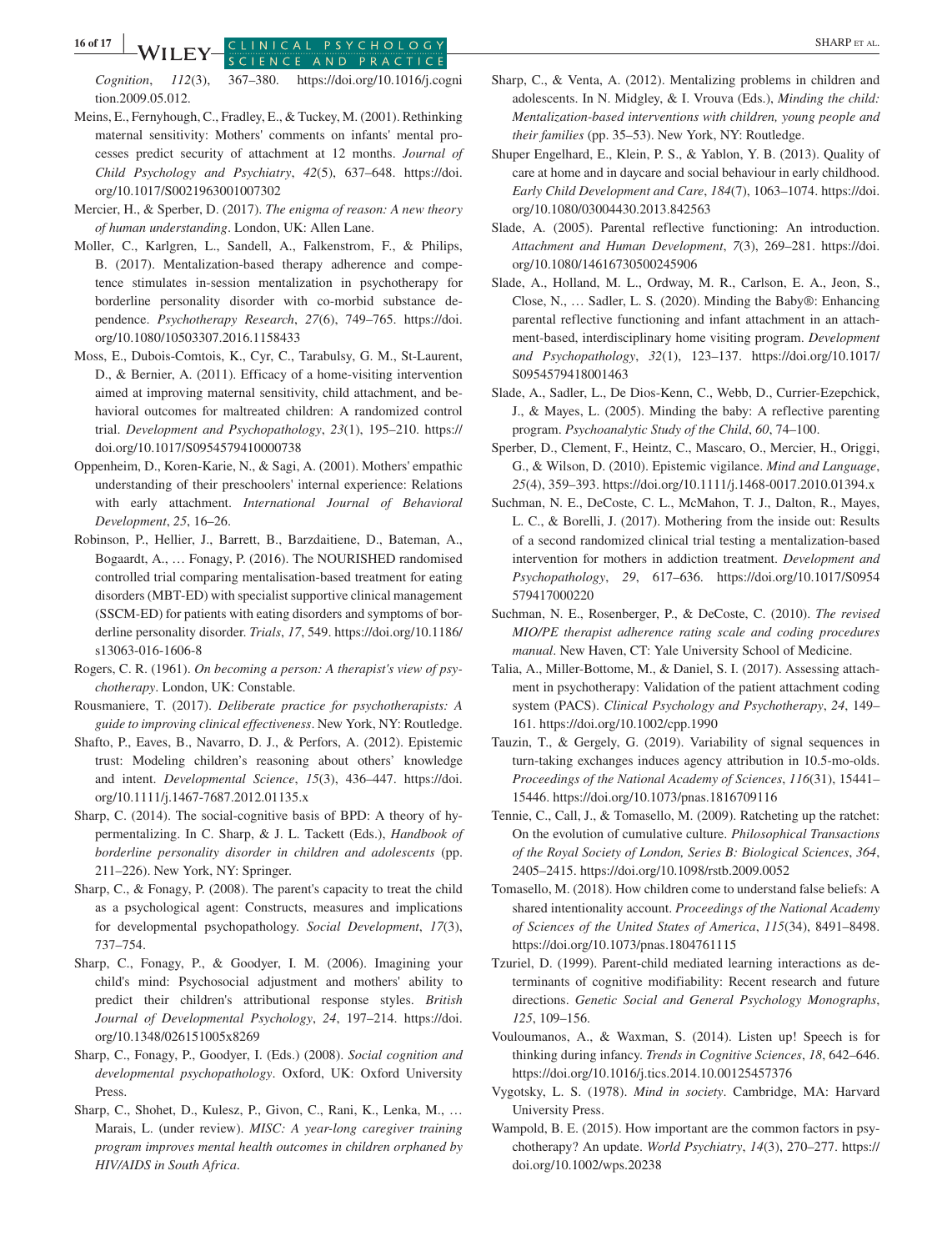*Cognition*, *112*(3), 367–380. https://doi.org/10.1016/j.cognition.2009.05.012.

Meins, E., Fernyhough, C., Fradley, E., & Tuckey, M. (2001). Rethinking maternal sensitivity: Mothers' comments on infants' mental processes predict security of attachment at 12 months. *Journal of Child Psychology and Psychiatry*, *42*(5), 637–648. https://doi.org/10.1017/S0021963001007302

Mercier, H., & Sperber, D. (2017). *The enigma of reason: A new theory of human understanding*. London, UK: Allen Lane.

Moller, C., Karlgren, L., Sandell, A., Falkenstrom, F., & Philips, B. (2017). Mentalization-based therapy adherence and competence stimulates in-session mentalization in psychotherapy for borderline personality disorder with co-morbid substance dependence. *Psychotherapy Research*, *27*(6), 749–765. https://doi.org/10.1080/10503307.2016.1158433

Moss, E., Dubois-Comtois, K., Cyr, C., Tarabulsy, G. M., St-Laurent, D., & Bernier, A. (2011). Efficacy of a home-visiting intervention aimed at improving maternal sensitivity, child attachment, and behavioral outcomes for maltreated children: A randomized control trial. *Development and Psychopathology*, *23*(1), 195–210. https://doi.org/10.1017/S0954579410000738

Oppenheim, D., Koren-Karie, N., & Sagi, A. (2001). Mothers' empathic understanding of their preschoolers' internal experience: Relations with early attachment. *International Journal of Behavioral Development*, *25*, 16–26.

Robinson, P., Hellier, J., Barrett, B., Barzdaitiene, D., Bateman, A., Bogaardt, A., … Fonagy, P. (2016). The NOURISHED randomised controlled trial comparing mentalisation-based treatment for eating disorders (MBT-ED) with specialist supportive clinical management (SSCM-ED) for patients with eating disorders and symptoms of borderline personality disorder. *Trials*, *17*, 549. https://doi.org/10.1186/s13063-016-1606-8

Rogers, C. R. (1961). *On becoming a person: A therapist's view of psychotherapy*. London, UK: Constable.

Rousmaniere, T. (2017). *Deliberate practice for psychotherapists: A guide to improving clinical effectiveness*. New York, NY: Routledge.

Shafto, P., Eaves, B., Navarro, D. J., & Perfors, A. (2012). Epistemic trust: Modeling children's reasoning about others' knowledge and intent. *Developmental Science*, *15*(3), 436–447. https://doi.org/10.1111/j.1467-7687.2012.01135.x

Sharp, C. (2014). The social-cognitive basis of BPD: A theory of hypermentalizing. In C. Sharp, & J. L. Tackett (Eds.), *Handbook of borderline personality disorder in children and adolescents* (pp. 211–226). New York, NY: Springer.

Sharp, C., & Fonagy, P. (2008). The parent's capacity to treat the child as a psychological agent: Constructs, measures and implications for developmental psychopathology. *Social Development*, *17*(3), 737–754.

Sharp, C., Fonagy, P., & Goodyer, I. M. (2006). Imagining your child's mind: Psychosocial adjustment and mothers' ability to predict their children's attributional response styles. *British Journal of Developmental Psychology*, *24*, 197–214. https://doi.org/10.1348/026151005x8269

Sharp, C., Fonagy, P., Goodyer, I. (Eds.) (2008). *Social cognition and developmental psychopathology*. Oxford, UK: Oxford University Press.

Sharp, C., Shohet, D., Kulesz, P., Givon, C., Rani, K., Lenka, M., … Marais, L. (under review). *MISC: A year-long caregiver training program improves mental health outcomes in children orphaned by HIV/AIDS in South Africa*.

Sharp, C., & Venta, A. (2012). Mentalizing problems in children and adolescents. In N. Midgley, & I. Vrouva (Eds.), *Minding the child: Mentalization-based interventions with children, young people and their families* (pp. 35–53). New York, NY: Routledge.

Shuper Engelhard, E., Klein, P. S., & Yablon, Y. B. (2013). Quality of care at home and in daycare and social behaviour in early childhood. *Early Child Development and Care*, *184*(7), 1063–1074. https://doi.org/10.1080/03004430.2013.842563

Slade, A. (2005). Parental reflective functioning: An introduction. *Attachment and Human Development*, *7*(3), 269–281. https://doi.org/10.1080/14616730500245906

Slade, A., Holland, M. L., Ordway, M. R., Carlson, E. A., Jeon, S., Close, N., … Sadler, L. S. (2020). Minding the Baby®: Enhancing parental reflective functioning and infant attachment in an attachment-based, interdisciplinary home visiting program. *Development and Psychopathology*, *32*(1), 123–137. https://doi.org/10.1017/S0954579418001463

Slade, A., Sadler, L., De Dios-Kenn, C., Webb, D., Currier-Ezepchick, J., & Mayes, L. (2005). Minding the baby: A reflective parenting program. *Psychoanalytic Study of the Child*, *60*, 74–100.

Sperber, D., Clement, F., Heintz, C., Mascaro, O., Mercier, H., Origgi, G., & Wilson, D. (2010). Epistemic vigilance. *Mind and Language*, *25*(4), 359–393. https://doi.org/10.1111/j.1468-0017.2010.01394.x

Suchman, N. E., DeCoste, C. L., McMahon, T. J., Dalton, R., Mayes, L. C., & Borelli, J. (2017). Mothering from the inside out: Results of a second randomized clinical trial testing a mentalization-based intervention for mothers in addiction treatment. *Development and Psychopathology*, *29*, 617–636. https://doi.org/10.1017/S0954579417000220

Suchman, N. E., Rosenberger, P., & DeCoste, C. (2010). *The revised MIO/PE therapist adherence rating scale and coding procedures manual*. New Haven, CT: Yale University School of Medicine.

Talia, A., Miller-Bottome, M., & Daniel, S. I. (2017). Assessing attachment in psychotherapy: Validation of the patient attachment coding system (PACS). *Clinical Psychology and Psychotherapy*, *24*, 149–161. https://doi.org/10.1002/cpp.1990

Tauzin, T., & Gergely, G. (2019). Variability of signal sequences in turn-taking exchanges induces agency attribution in 10.5-mo-olds. *Proceedings of the National Academy of Sciences*, *116*(31), 15441–15446. https://doi.org/10.1073/pnas.1816709116

Tennie, C., Call, J., & Tomasello, M. (2009). Ratcheting up the ratchet: On the evolution of cumulative culture. *Philosophical Transactions of the Royal Society of London, Series B: Biological Sciences*, *364*, 2405–2415. https://doi.org/10.1098/rstb.2009.0052

Tomasello, M. (2018). How children come to understand false beliefs: A shared intentionality account. *Proceedings of the National Academy of Sciences of the United States of America*, *115*(34), 8491–8498. https://doi.org/10.1073/pnas.1804761115

Tzuriel, D. (1999). Parent-child mediated learning interactions as determinants of cognitive modifiability: Recent research and future directions. *Genetic Social and General Psychology Monographs*, *125*, 109–156.

Vouloumanos, A., & Waxman, S. (2014). Listen up! Speech is for thinking during infancy. *Trends in Cognitive Sciences*, *18*, 642–646. https://doi.org/10.1016/j.tics.2014.10.00125457376

Vygotsky, L. S. (1978). *Mind in society*. Cambridge, MA: Harvard University Press.

Wampold, B. E. (2015). How important are the common factors in psychotherapy? An update. *World Psychiatry*, *14*(3), 270–277. https://doi.org/10.1002/wps.20238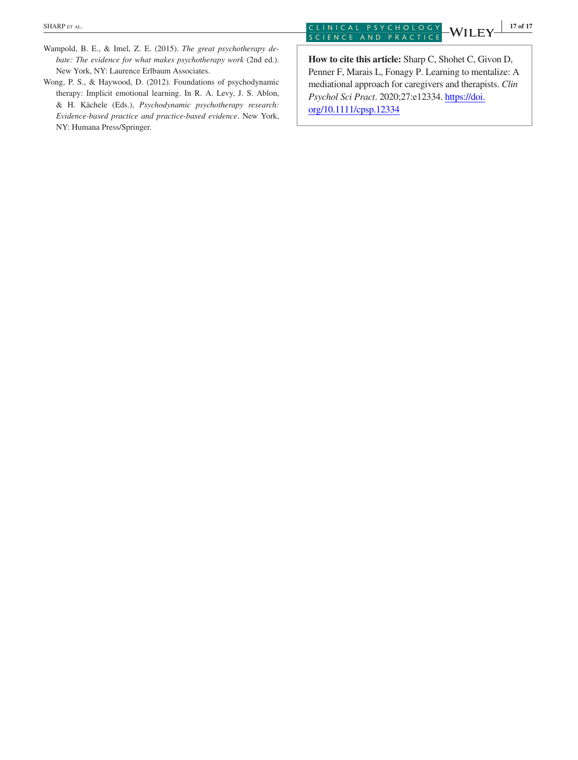Wampold, B. E., & Imel, Z. E. (2015). *The great psychotherapy debate: The evidence for what makes psychotherapy work* (2nd ed.). New York, NY: Laurence Erlbaum Associates.

Wong, P. S., & Haywood, D. (2012). Foundations of psychodynamic therapy: Implicit emotional learning. In R. A. Levy, J. S. Ablon, & H. Kächele (Eds.), *Psychodynamic psychotherapy research: Evidence-based practice and practice-based evidence*. New York, NY: Humana Press/Springer.

**How to cite this article:** Sharp C, Shohet C, Givon D, Penner F, Marais L, Fonagy P. Learning to mentalize: A mediational approach for caregivers and therapists. *Clin Psychol Sci Pract*. 2020;27:e12334. https://doi.org/10.1111/cpsp.12334